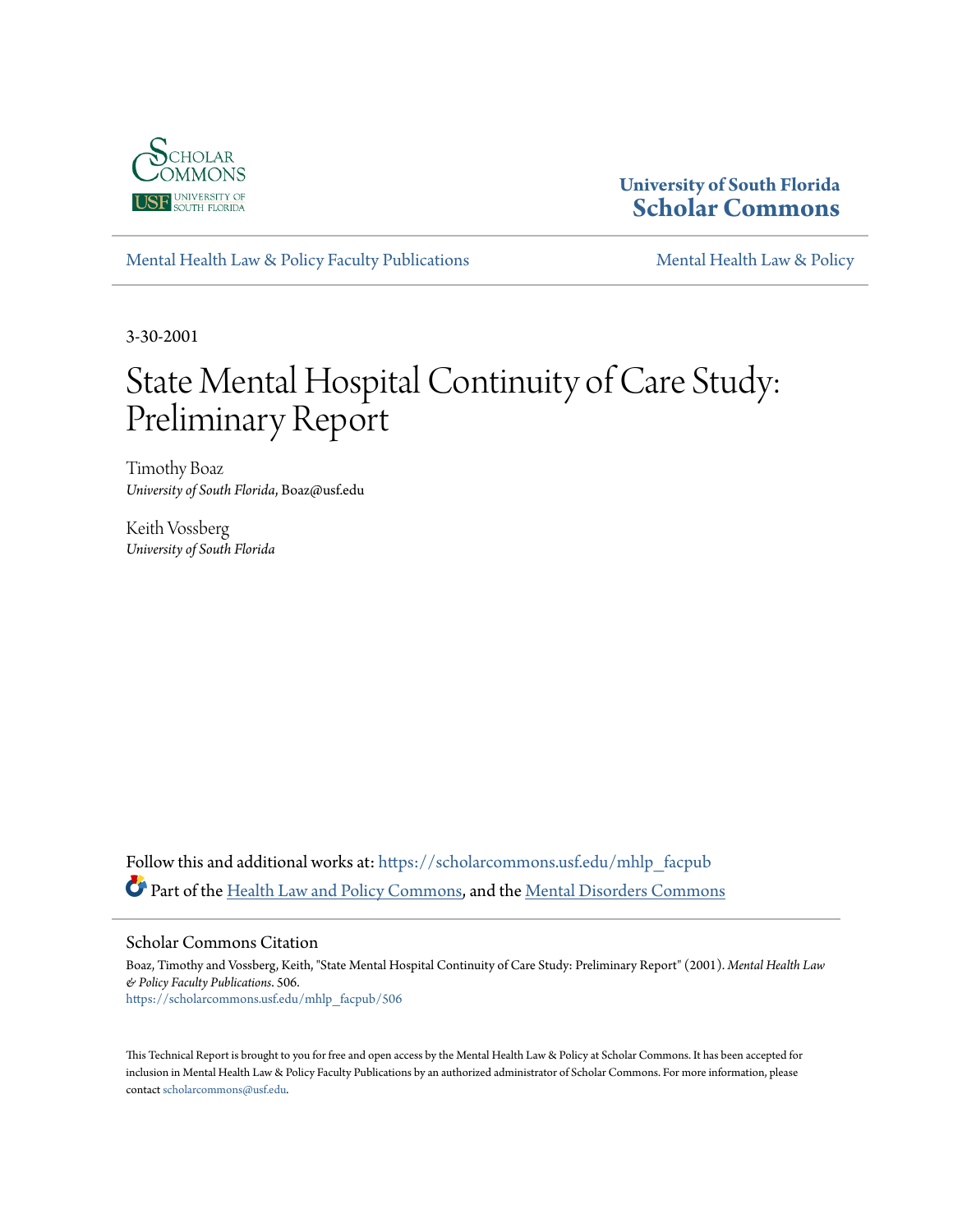University of South Florida
**Scholar Commons**

Mental Health Law & Policy Faculty Publications

Mental Health Law & Policy

3-30-2001

# State Mental Hospital Continuity of Care Study: Preliminary Report

Timothy Boaz
*University of South Florida*, Boaz@usf.edu

Keith Vossberg
*University of South Florida*

Follow this and additional works at: https://scholarcommons.usf.edu/mhlp_facpub

Part of the Health Law and Policy Commons, and the Mental Disorders Commons

## Scholar Commons Citation

Boaz, Timothy and Vossberg, Keith, "State Mental Hospital Continuity of Care Study: Preliminary Report" (2001). *Mental Health Law & Policy Faculty Publications*. 506.
https://scholarcommons.usf.edu/mhlp_facpub/506

This Technical Report is brought to you for free and open access by the Mental Health Law & Policy at Scholar Commons. It has been accepted for inclusion in Mental Health Law & Policy Faculty Publications by an authorized administrator of Scholar Commons. For more information, please contact scholarcommons@usf.edu.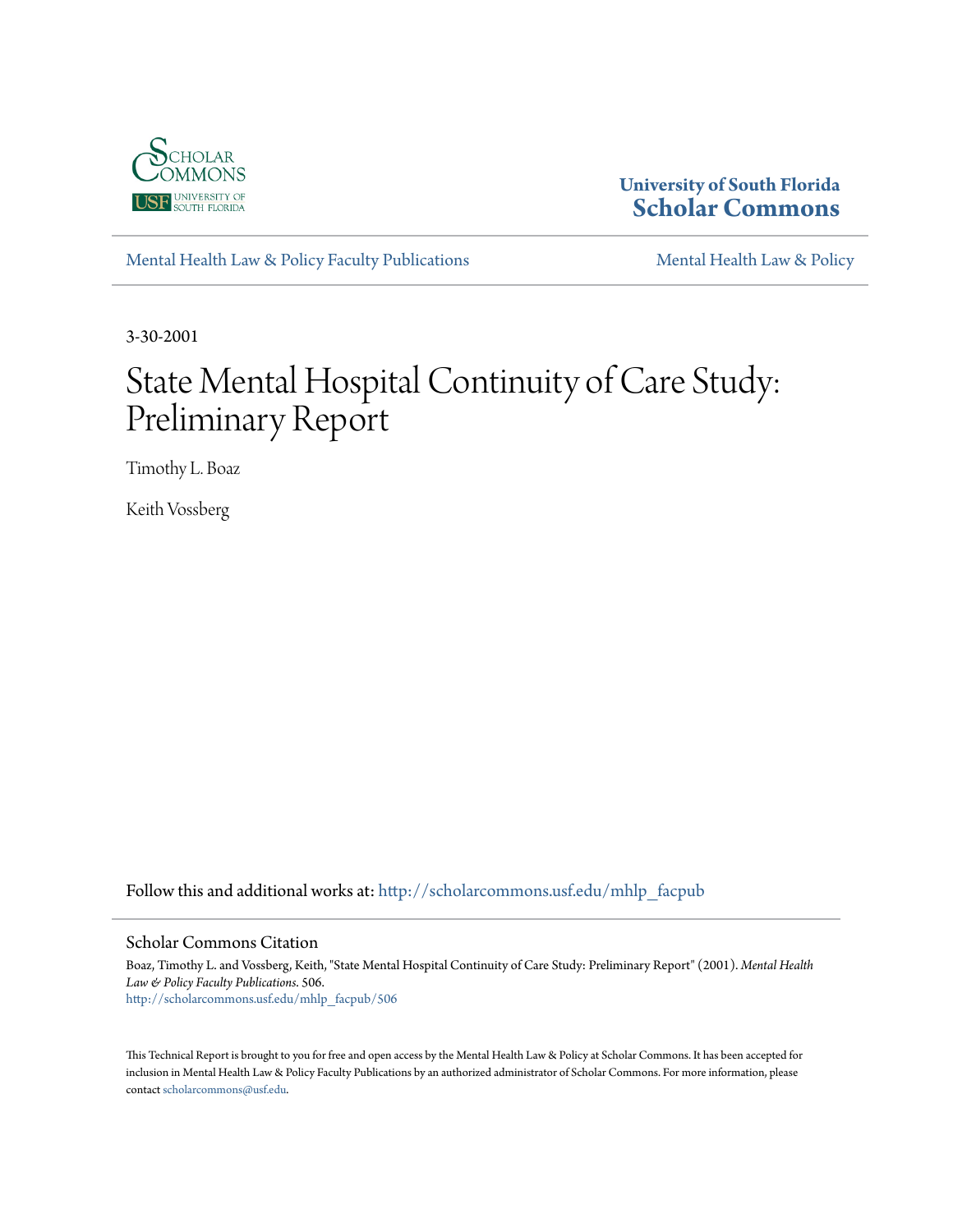Mental Health Law & Policy Faculty Publications

Mental Health Law & Policy

3-30-2001

# State Mental Hospital Continuity of Care Study: Preliminary Report

Timothy L. Boaz

Keith Vossberg

Follow this and additional works at: http://scholarcommons.usf.edu/mhlp_facpub

## Scholar Commons Citation

Boaz, Timothy L. and Vossberg, Keith, "State Mental Hospital Continuity of Care Study: Preliminary Report" (2001). *Mental Health Law & Policy Faculty Publications*. 506.
http://scholarcommons.usf.edu/mhlp_facpub/506

This Technical Report is brought to you for free and open access by the Mental Health Law & Policy at Scholar Commons. It has been accepted for inclusion in Mental Health Law & Policy Faculty Publications by an authorized administrator of Scholar Commons. For more information, please contact scholarcommons@usf.edu.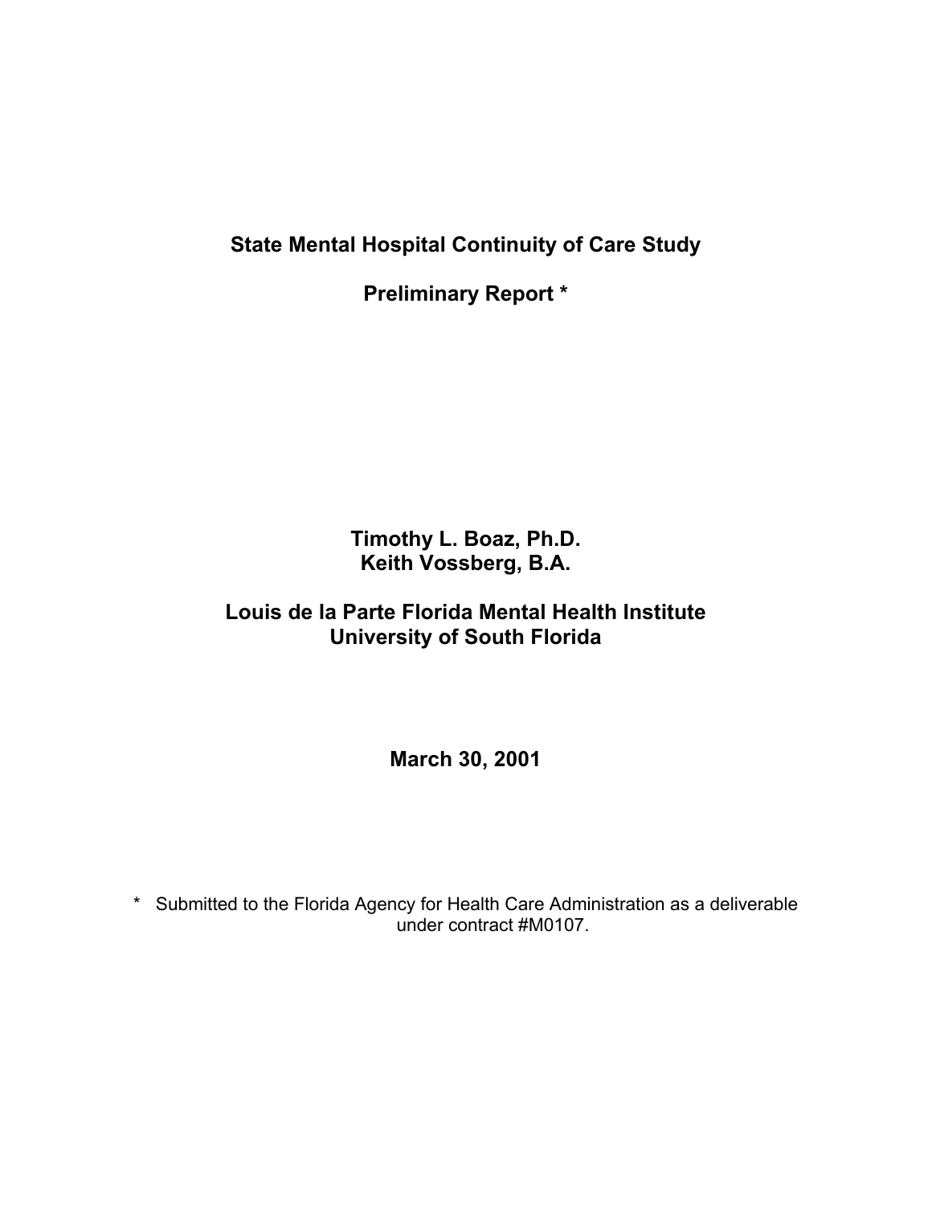# State Mental Hospital Continuity of Care Study

## Preliminary Report *

**Timothy L. Boaz, Ph.D.**
**Keith Vossberg, B.A.**

**Louis de la Parte Florida Mental Health Institute**
**University of South Florida**

**March 30, 2001**

* Submitted to the Florida Agency for Health Care Administration as a deliverable under contract #M0107.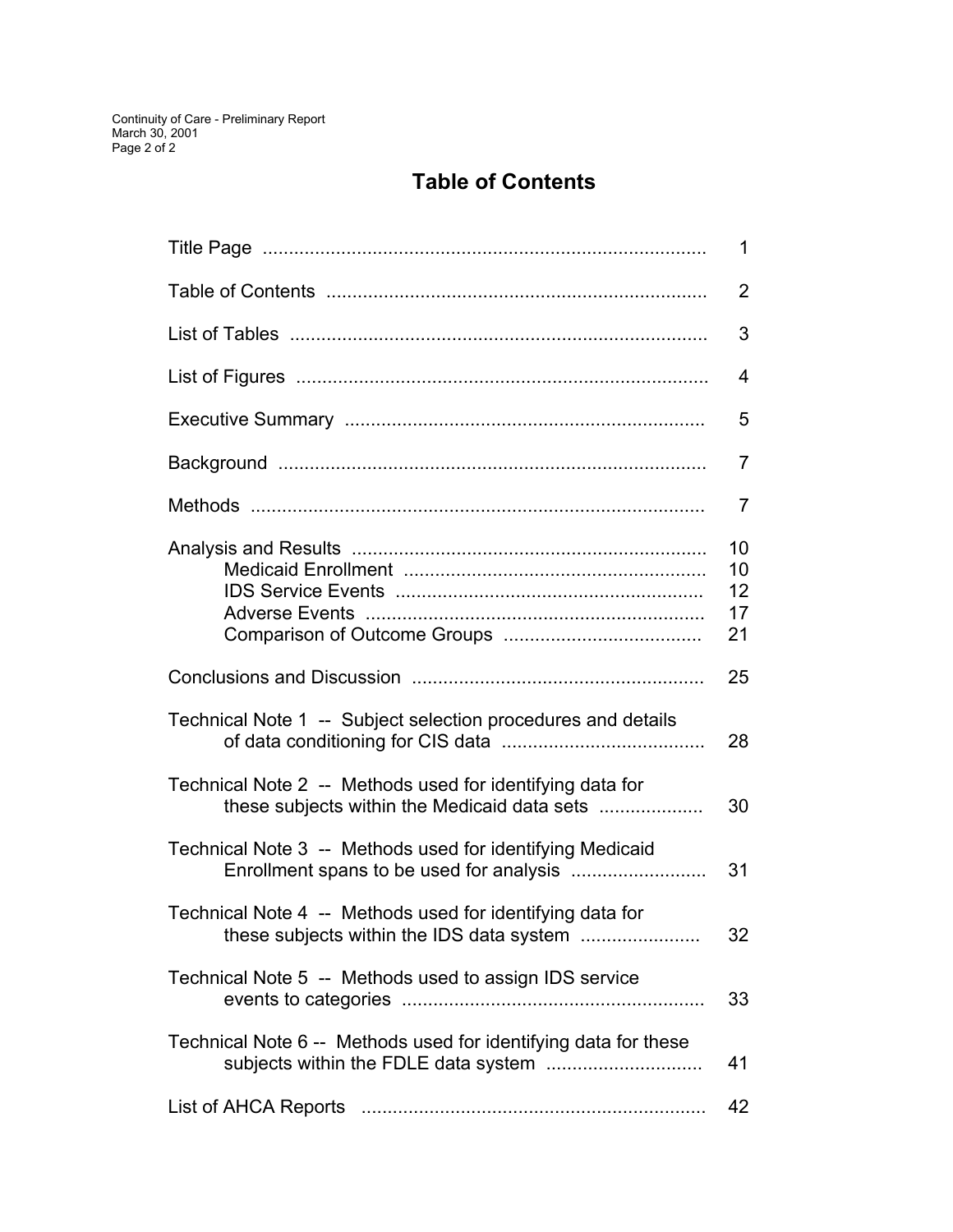# Table of Contents

| | |
|---|---|
| Title Page | 1 |
| Table of Contents | 2 |
| List of Tables | 3 |
| List of Figures | 4 |
| Executive Summary | 5 |
| Background | 7 |
| Methods | 7 |
| Analysis and Results | 10 |
| Medicaid Enrollment | 10 |
| IDS Service Events | 12 |
| Adverse Events | 17 |
| Comparison of Outcome Groups | 21 |
| Conclusions and Discussion | 25 |
| Technical Note 1 -- Subject selection procedures and details of data conditioning for CIS data | 28 |
| Technical Note 2 -- Methods used for identifying data for these subjects within the Medicaid data sets | 30 |
| Technical Note 3 -- Methods used for identifying Medicaid Enrollment spans to be used for analysis | 31 |
| Technical Note 4 -- Methods used for identifying data for these subjects within the IDS data system | 32 |
| Technical Note 5 -- Methods used to assign IDS service events to categories | 33 |
| Technical Note 6 -- Methods used for identifying data for these subjects within the FDLE data system | 41 |
| List of AHCA Reports | 42 |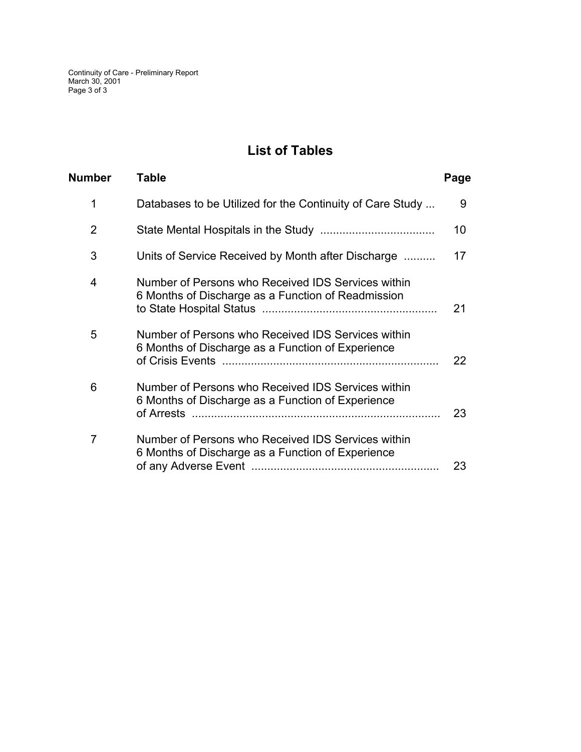# List of Tables

| Number | Table | Page |
|---|---|---|
| 1 | Databases to be Utilized for the Continuity of Care Study | 9 |
| 2 | State Mental Hospitals in the Study | 10 |
| 3 | Units of Service Received by Month after Discharge | 17 |
| 4 | Number of Persons who Received IDS Services within 6 Months of Discharge as a Function of Readmission to State Hospital Status | 21 |
| 5 | Number of Persons who Received IDS Services within 6 Months of Discharge as a Function of Experience of Crisis Events | 22 |
| 6 | Number of Persons who Received IDS Services within 6 Months of Discharge as a Function of Experience of Arrests | 23 |
| 7 | Number of Persons who Received IDS Services within 6 Months of Discharge as a Function of Experience of any Adverse Event | 23 |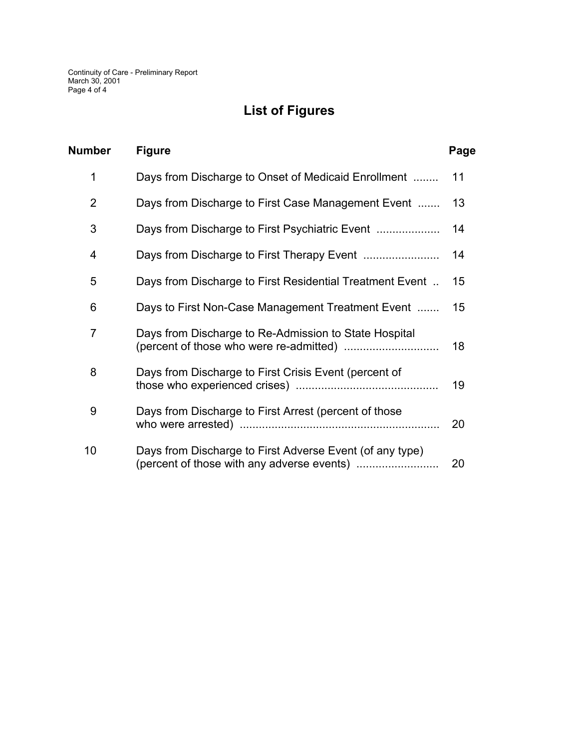# List of Figures

| Number | Figure | Page |
| --- | --- | --- |
| 1 | Days from Discharge to Onset of Medicaid Enrollment | 11 |
| 2 | Days from Discharge to First Case Management Event | 13 |
| 3 | Days from Discharge to First Psychiatric Event | 14 |
| 4 | Days from Discharge to First Therapy Event | 14 |
| 5 | Days from Discharge to First Residential Treatment Event | 15 |
| 6 | Days to First Non-Case Management Treatment Event | 15 |
| 7 | Days from Discharge to Re-Admission to State Hospital (percent of those who were re-admitted) | 18 |
| 8 | Days from Discharge to First Crisis Event (percent of those who experienced crises) | 19 |
| 9 | Days from Discharge to First Arrest (percent of those who were arrested) | 20 |
| 10 | Days from Discharge to First Adverse Event (of any type) (percent of those with any adverse events) | 20 |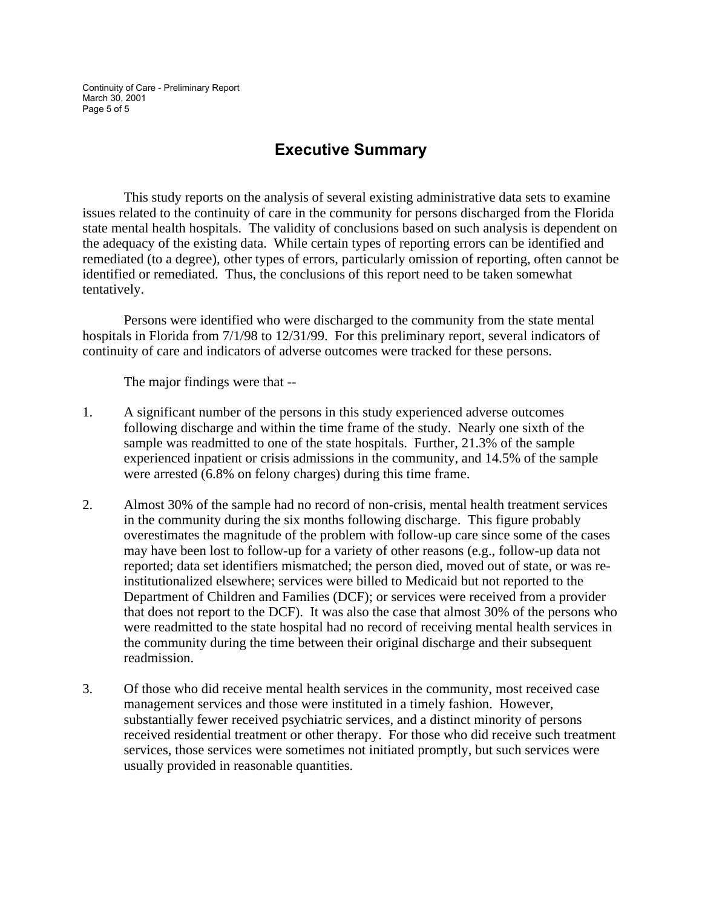# Executive Summary

This study reports on the analysis of several existing administrative data sets to examine issues related to the continuity of care in the community for persons discharged from the Florida state mental health hospitals. The validity of conclusions based on such analysis is dependent on the adequacy of the existing data. While certain types of reporting errors can be identified and remediated (to a degree), other types of errors, particularly omission of reporting, often cannot be identified or remediated. Thus, the conclusions of this report need to be taken somewhat tentatively.

Persons were identified who were discharged to the community from the state mental hospitals in Florida from 7/1/98 to 12/31/99. For this preliminary report, several indicators of continuity of care and indicators of adverse outcomes were tracked for these persons.

The major findings were that --

1. A significant number of the persons in this study experienced adverse outcomes following discharge and within the time frame of the study. Nearly one sixth of the sample was readmitted to one of the state hospitals. Further, 21.3% of the sample experienced inpatient or crisis admissions in the community, and 14.5% of the sample were arrested (6.8% on felony charges) during this time frame.

2. Almost 30% of the sample had no record of non-crisis, mental health treatment services in the community during the six months following discharge. This figure probably overestimates the magnitude of the problem with follow-up care since some of the cases may have been lost to follow-up for a variety of other reasons (e.g., follow-up data not reported; data set identifiers mismatched; the person died, moved out of state, or was re-institutionalized elsewhere; services were billed to Medicaid but not reported to the Department of Children and Families (DCF); or services were received from a provider that does not report to the DCF). It was also the case that almost 30% of the persons who were readmitted to the state hospital had no record of receiving mental health services in the community during the time between their original discharge and their subsequent readmission.

3. Of those who did receive mental health services in the community, most received case management services and those were instituted in a timely fashion. However, substantially fewer received psychiatric services, and a distinct minority of persons received residential treatment or other therapy. For those who did receive such treatment services, those services were sometimes not initiated promptly, but such services were usually provided in reasonable quantities.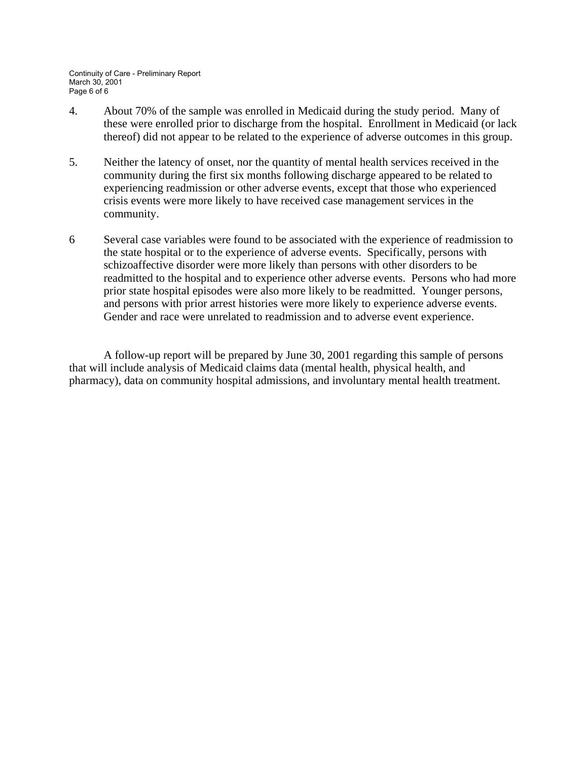4. About 70% of the sample was enrolled in Medicaid during the study period. Many of these were enrolled prior to discharge from the hospital. Enrollment in Medicaid (or lack thereof) did not appear to be related to the experience of adverse outcomes in this group.

5. Neither the latency of onset, nor the quantity of mental health services received in the community during the first six months following discharge appeared to be related to experiencing readmission or other adverse events, except that those who experienced crisis events were more likely to have received case management services in the community.

6 Several case variables were found to be associated with the experience of readmission to the state hospital or to the experience of adverse events. Specifically, persons with schizoaffective disorder were more likely than persons with other disorders to be readmitted to the hospital and to experience other adverse events. Persons who had more prior state hospital episodes were also more likely to be readmitted. Younger persons, and persons with prior arrest histories were more likely to experience adverse events. Gender and race were unrelated to readmission and to adverse event experience.

A follow-up report will be prepared by June 30, 2001 regarding this sample of persons that will include analysis of Medicaid claims data (mental health, physical health, and pharmacy), data on community hospital admissions, and involuntary mental health treatment.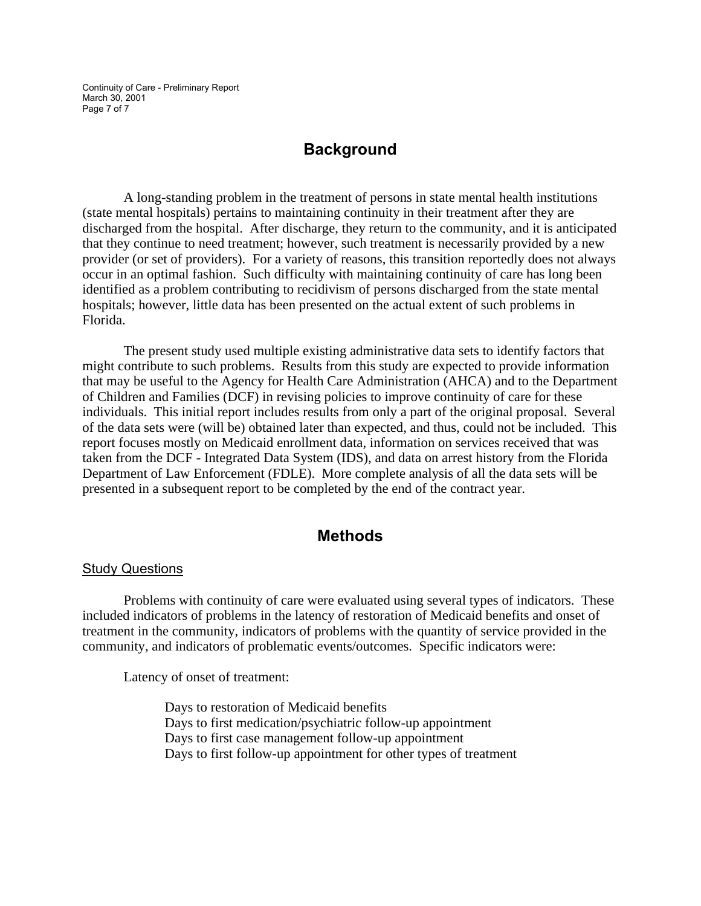## Background

A long-standing problem in the treatment of persons in state mental health institutions (state mental hospitals) pertains to maintaining continuity in their treatment after they are discharged from the hospital. After discharge, they return to the community, and it is anticipated that they continue to need treatment; however, such treatment is necessarily provided by a new provider (or set of providers). For a variety of reasons, this transition reportedly does not always occur in an optimal fashion. Such difficulty with maintaining continuity of care has long been identified as a problem contributing to recidivism of persons discharged from the state mental hospitals; however, little data has been presented on the actual extent of such problems in Florida.

The present study used multiple existing administrative data sets to identify factors that might contribute to such problems. Results from this study are expected to provide information that may be useful to the Agency for Health Care Administration (AHCA) and to the Department of Children and Families (DCF) in revising policies to improve continuity of care for these individuals. This initial report includes results from only a part of the original proposal. Several of the data sets were (will be) obtained later than expected, and thus, could not be included. This report focuses mostly on Medicaid enrollment data, information on services received that was taken from the DCF - Integrated Data System (IDS), and data on arrest history from the Florida Department of Law Enforcement (FDLE). More complete analysis of all the data sets will be presented in a subsequent report to be completed by the end of the contract year.

## Methods

### Study Questions

Problems with continuity of care were evaluated using several types of indicators. These included indicators of problems in the latency of restoration of Medicaid benefits and onset of treatment in the community, indicators of problems with the quantity of service provided in the community, and indicators of problematic events/outcomes. Specific indicators were:

Latency of onset of treatment:

- Days to restoration of Medicaid benefits
- Days to first medication/psychiatric follow-up appointment
- Days to first case management follow-up appointment
- Days to first follow-up appointment for other types of treatment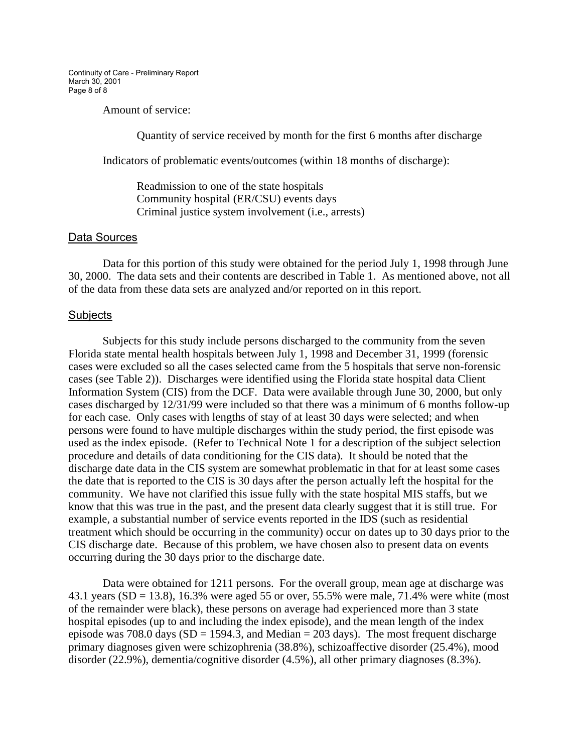Amount of service:

Quantity of service received by month for the first 6 months after discharge

Indicators of problematic events/outcomes (within 18 months of discharge):

Readmission to one of the state hospitals
Community hospital (ER/CSU) events days
Criminal justice system involvement (i.e., arrests)

## Data Sources

Data for this portion of this study were obtained for the period July 1, 1998 through June 30, 2000. The data sets and their contents are described in Table 1. As mentioned above, not all of the data from these data sets are analyzed and/or reported on in this report.

## Subjects

Subjects for this study include persons discharged to the community from the seven Florida state mental health hospitals between July 1, 1998 and December 31, 1999 (forensic cases were excluded so all the cases selected came from the 5 hospitals that serve non-forensic cases (see Table 2)). Discharges were identified using the Florida state hospital data Client Information System (CIS) from the DCF. Data were available through June 30, 2000, but only cases discharged by 12/31/99 were included so that there was a minimum of 6 months follow-up for each case. Only cases with lengths of stay of at least 30 days were selected; and when persons were found to have multiple discharges within the study period, the first episode was used as the index episode. (Refer to Technical Note 1 for a description of the subject selection procedure and details of data conditioning for the CIS data). It should be noted that the discharge date data in the CIS system are somewhat problematic in that for at least some cases the date that is reported to the CIS is 30 days after the person actually left the hospital for the community. We have not clarified this issue fully with the state hospital MIS staffs, but we know that this was true in the past, and the present data clearly suggest that it is still true. For example, a substantial number of service events reported in the IDS (such as residential treatment which should be occurring in the community) occur on dates up to 30 days prior to the CIS discharge date. Because of this problem, we have chosen also to present data on events occurring during the 30 days prior to the discharge date.

Data were obtained for 1211 persons. For the overall group, mean age at discharge was 43.1 years (SD = 13.8), 16.3% were aged 55 or over, 55.5% were male, 71.4% were white (most of the remainder were black), these persons on average had experienced more than 3 state hospital episodes (up to and including the index episode), and the mean length of the index episode was 708.0 days (SD = 1594.3, and Median = 203 days). The most frequent discharge primary diagnoses given were schizophrenia (38.8%), schizoaffective disorder (25.4%), mood disorder (22.9%), dementia/cognitive disorder (4.5%), all other primary diagnoses (8.3%).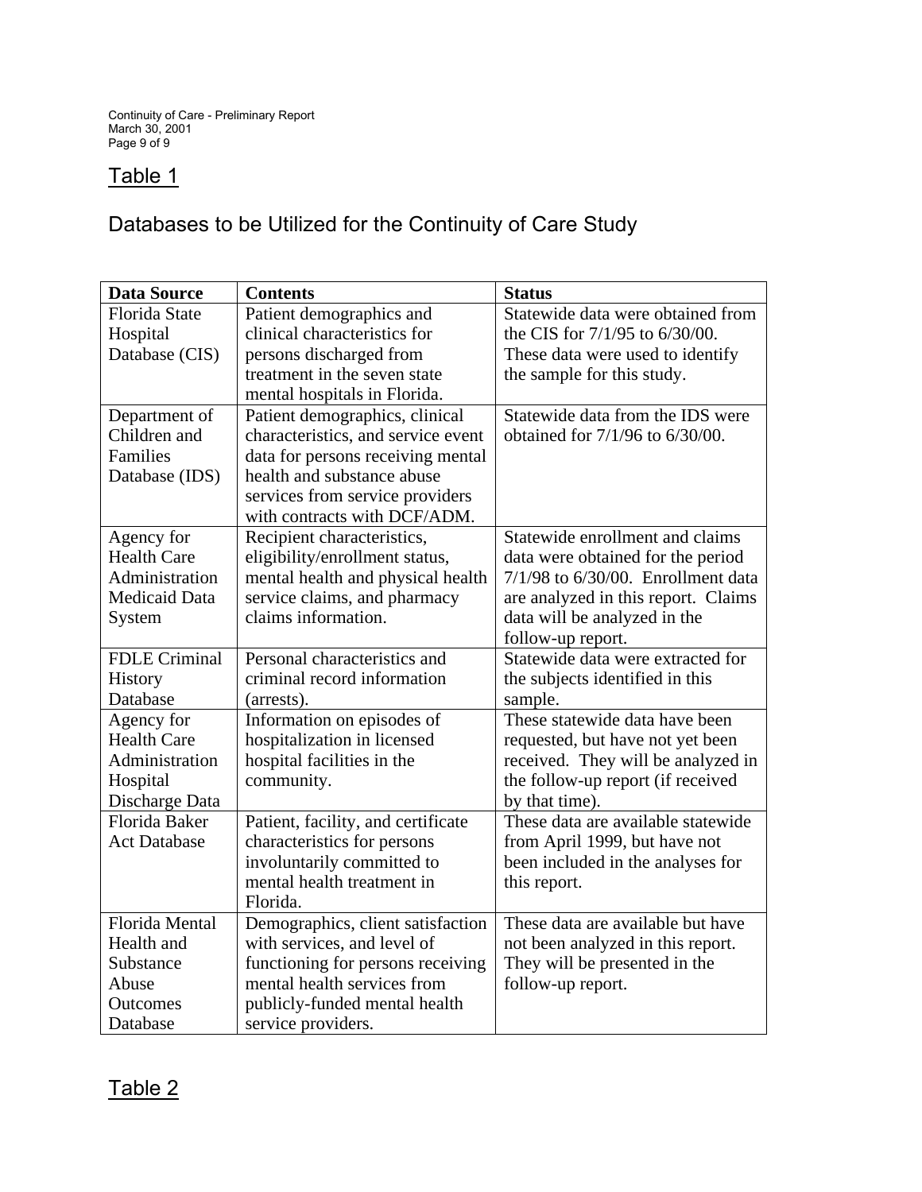## Table 1

## Databases to be Utilized for the Continuity of Care Study

| Data Source | Contents | Status |
|---|---|---|
| Florida State Hospital Database (CIS) | Patient demographics and clinical characteristics for persons discharged from treatment in the seven state mental hospitals in Florida. | Statewide data were obtained from the CIS for 7/1/95 to 6/30/00. These data were used to identify the sample for this study. |
| Department of Children and Families Database (IDS) | Patient demographics, clinical characteristics, and service event data for persons receiving mental health and substance abuse services from service providers with contracts with DCF/ADM. | Statewide data from the IDS were obtained for 7/1/96 to 6/30/00. |
| Agency for Health Care Administration Medicaid Data System | Recipient characteristics, eligibility/enrollment status, mental health and physical health service claims, and pharmacy claims information. | Statewide enrollment and claims data were obtained for the period 7/1/98 to 6/30/00. Enrollment data are analyzed in this report. Claims data will be analyzed in the follow-up report. |
| FDLE Criminal History Database | Personal characteristics and criminal record information (arrests). | Statewide data were extracted for the subjects identified in this sample. |
| Agency for Health Care Administration Hospital Discharge Data | Information on episodes of hospitalization in licensed hospital facilities in the community. | These statewide data have been requested, but have not yet been received. They will be analyzed in the follow-up report (if received by that time). |
| Florida Baker Act Database | Patient, facility, and certificate characteristics for persons involuntarily committed to mental health treatment in Florida. | These data are available statewide from April 1999, but have not been included in the analyses for this report. |
| Florida Mental Health and Substance Abuse Outcomes Database | Demographics, client satisfaction with services, and level of functioning for persons receiving mental health services from publicly-funded mental health service providers. | These data are available but have not been analyzed in this report. They will be presented in the follow-up report. |

## Table 2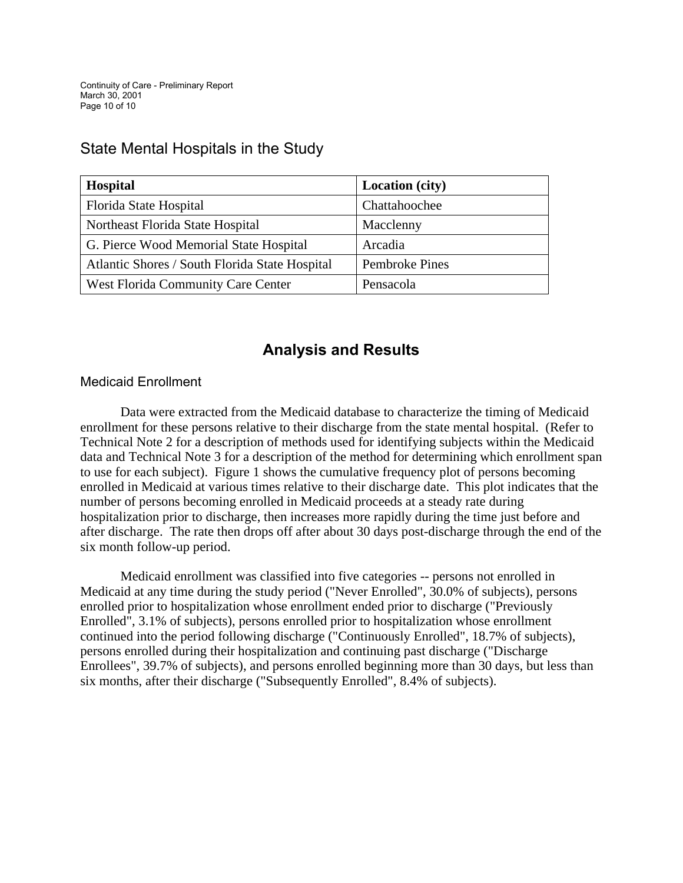## State Mental Hospitals in the Study

| Hospital | Location (city) |
|---|---|
| Florida State Hospital | Chattahoochee |
| Northeast Florida State Hospital | Macclenny |
| G. Pierce Wood Memorial State Hospital | Arcadia |
| Atlantic Shores / South Florida State Hospital | Pembroke Pines |
| West Florida Community Care Center | Pensacola |

# Analysis and Results

## Medicaid Enrollment

Data were extracted from the Medicaid database to characterize the timing of Medicaid enrollment for these persons relative to their discharge from the state mental hospital. (Refer to Technical Note 2 for a description of methods used for identifying subjects within the Medicaid data and Technical Note 3 for a description of the method for determining which enrollment span to use for each subject). Figure 1 shows the cumulative frequency plot of persons becoming enrolled in Medicaid at various times relative to their discharge date. This plot indicates that the number of persons becoming enrolled in Medicaid proceeds at a steady rate during hospitalization prior to discharge, then increases more rapidly during the time just before and after discharge. The rate then drops off after about 30 days post-discharge through the end of the six month follow-up period.

Medicaid enrollment was classified into five categories -- persons not enrolled in Medicaid at any time during the study period ("Never Enrolled", 30.0% of subjects), persons enrolled prior to hospitalization whose enrollment ended prior to discharge ("Previously Enrolled", 3.1% of subjects), persons enrolled prior to hospitalization whose enrollment continued into the period following discharge ("Continuously Enrolled", 18.7% of subjects), persons enrolled during their hospitalization and continuing past discharge ("Discharge Enrollees", 39.7% of subjects), and persons enrolled beginning more than 30 days, but less than six months, after their discharge ("Subsequently Enrolled", 8.4% of subjects).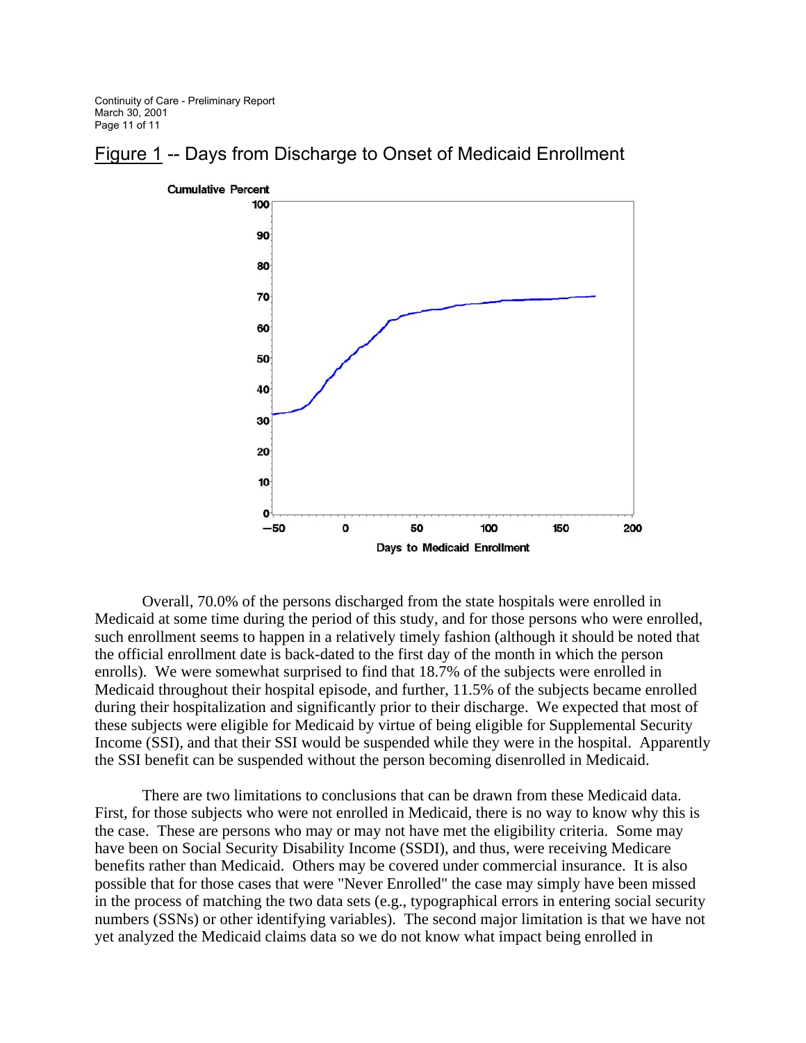Figure 1 -- Days from Discharge to Onset of Medicaid Enrollment

Overall, 70.0% of the persons discharged from the state hospitals were enrolled in Medicaid at some time during the period of this study, and for those persons who were enrolled, such enrollment seems to happen in a relatively timely fashion (although it should be noted that the official enrollment date is back-dated to the first day of the month in which the person enrolls). We were somewhat surprised to find that 18.7% of the subjects were enrolled in Medicaid throughout their hospital episode, and further, 11.5% of the subjects became enrolled during their hospitalization and significantly prior to their discharge. We expected that most of these subjects were eligible for Medicaid by virtue of being eligible for Supplemental Security Income (SSI), and that their SSI would be suspended while they were in the hospital. Apparently the SSI benefit can be suspended without the person becoming disenrolled in Medicaid.

There are two limitations to conclusions that can be drawn from these Medicaid data. First, for those subjects who were not enrolled in Medicaid, there is no way to know why this is the case. These are persons who may or may not have met the eligibility criteria. Some may have been on Social Security Disability Income (SSDI), and thus, were receiving Medicare benefits rather than Medicaid. Others may be covered under commercial insurance. It is also possible that for those cases that were "Never Enrolled" the case may simply have been missed in the process of matching the two data sets (e.g., typographical errors in entering social security numbers (SSNs) or other identifying variables). The second major limitation is that we have not yet analyzed the Medicaid claims data so we do not know what impact being enrolled in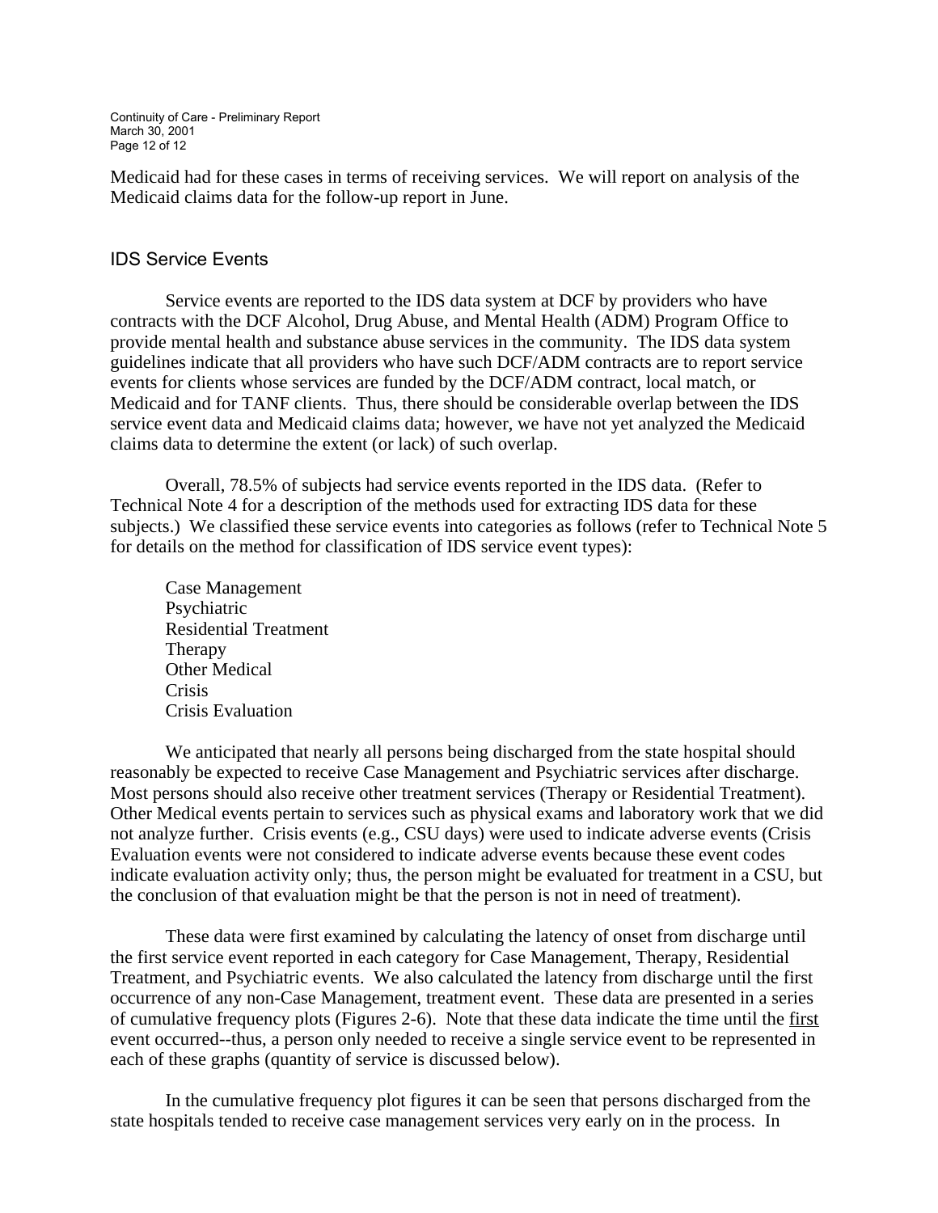Medicaid had for these cases in terms of receiving services. We will report on analysis of the Medicaid claims data for the follow-up report in June.

## IDS Service Events

Service events are reported to the IDS data system at DCF by providers who have contracts with the DCF Alcohol, Drug Abuse, and Mental Health (ADM) Program Office to provide mental health and substance abuse services in the community. The IDS data system guidelines indicate that all providers who have such DCF/ADM contracts are to report service events for clients whose services are funded by the DCF/ADM contract, local match, or Medicaid and for TANF clients. Thus, there should be considerable overlap between the IDS service event data and Medicaid claims data; however, we have not yet analyzed the Medicaid claims data to determine the extent (or lack) of such overlap.

Overall, 78.5% of subjects had service events reported in the IDS data. (Refer to Technical Note 4 for a description of the methods used for extracting IDS data for these subjects.) We classified these service events into categories as follows (refer to Technical Note 5 for details on the method for classification of IDS service event types):

Case Management
Psychiatric
Residential Treatment
Therapy
Other Medical
Crisis
Crisis Evaluation

We anticipated that nearly all persons being discharged from the state hospital should reasonably be expected to receive Case Management and Psychiatric services after discharge. Most persons should also receive other treatment services (Therapy or Residential Treatment). Other Medical events pertain to services such as physical exams and laboratory work that we did not analyze further. Crisis events (e.g., CSU days) were used to indicate adverse events (Crisis Evaluation events were not considered to indicate adverse events because these event codes indicate evaluation activity only; thus, the person might be evaluated for treatment in a CSU, but the conclusion of that evaluation might be that the person is not in need of treatment).

These data were first examined by calculating the latency of onset from discharge until the first service event reported in each category for Case Management, Therapy, Residential Treatment, and Psychiatric events. We also calculated the latency from discharge until the first occurrence of any non-Case Management, treatment event. These data are presented in a series of cumulative frequency plots (Figures 2-6). Note that these data indicate the time until the <u>first</u> event occurred--thus, a person only needed to receive a single service event to be represented in each of these graphs (quantity of service is discussed below).

In the cumulative frequency plot figures it can be seen that persons discharged from the state hospitals tended to receive case management services very early on in the process. In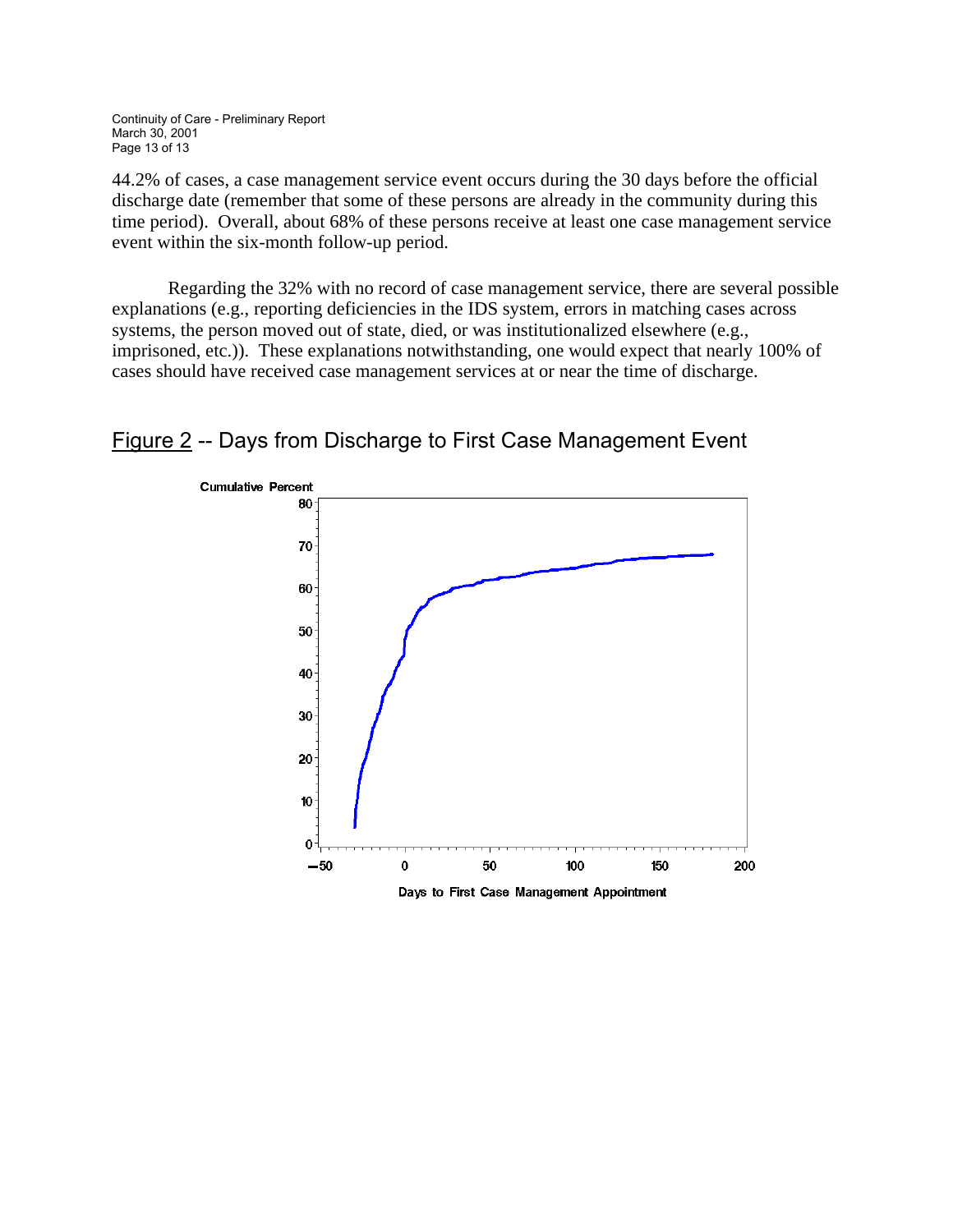44.2% of cases, a case management service event occurs during the 30 days before the official discharge date (remember that some of these persons are already in the community during this time period). Overall, about 68% of these persons receive at least one case management service event within the six-month follow-up period.

Regarding the 32% with no record of case management service, there are several possible explanations (e.g., reporting deficiencies in the IDS system, errors in matching cases across systems, the person moved out of state, died, or was institutionalized elsewhere (e.g., imprisoned, etc.)). These explanations notwithstanding, one would expect that nearly 100% of cases should have received case management services at or near the time of discharge.

## Figure 2 -- Days from Discharge to First Case Management Event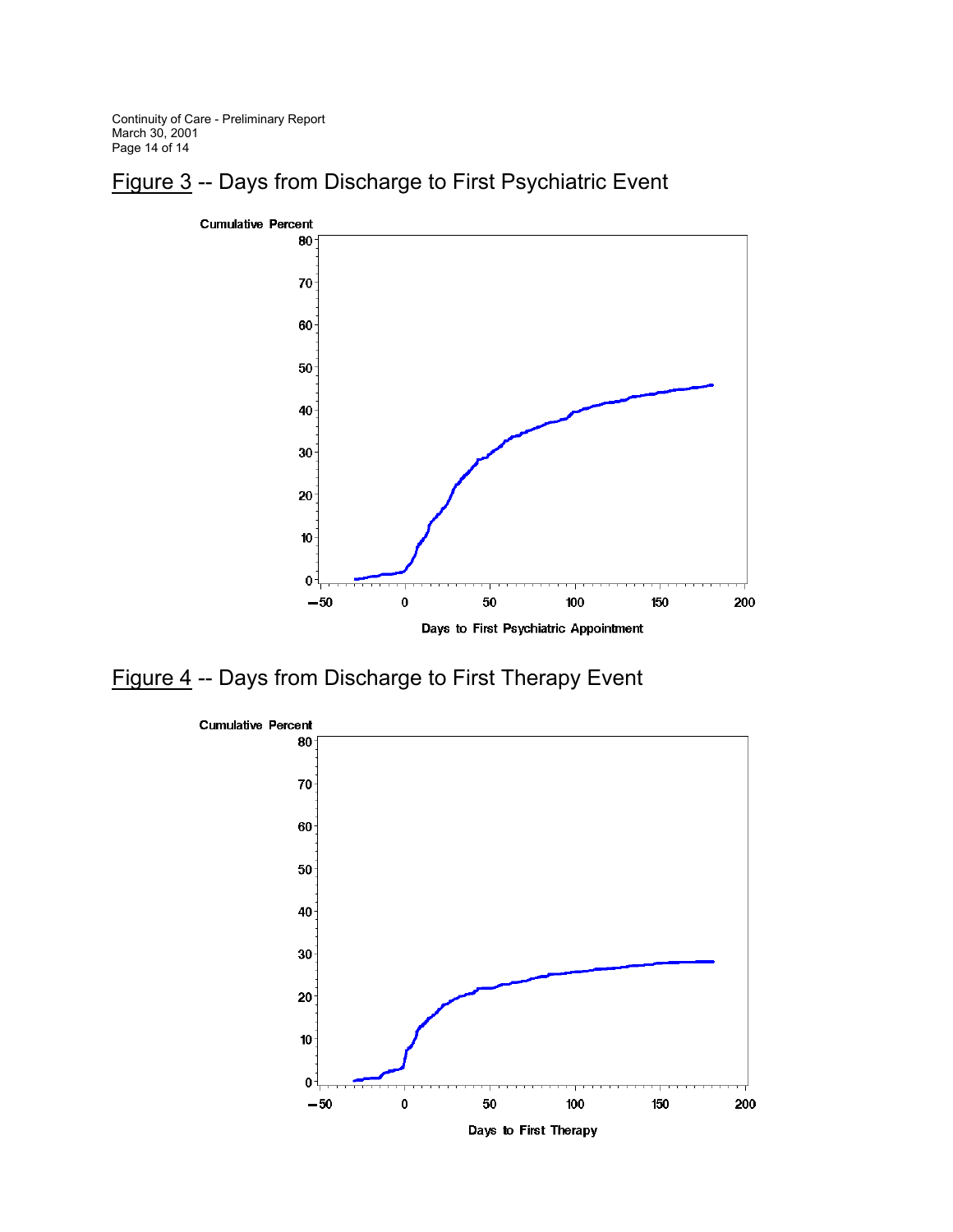Figure 3 -- Days from Discharge to First Psychiatric Event

Cumulative Percent

Days to First Psychiatric Appointment

Figure 4 -- Days from Discharge to First Therapy Event

Cumulative Percent

Days to First Therapy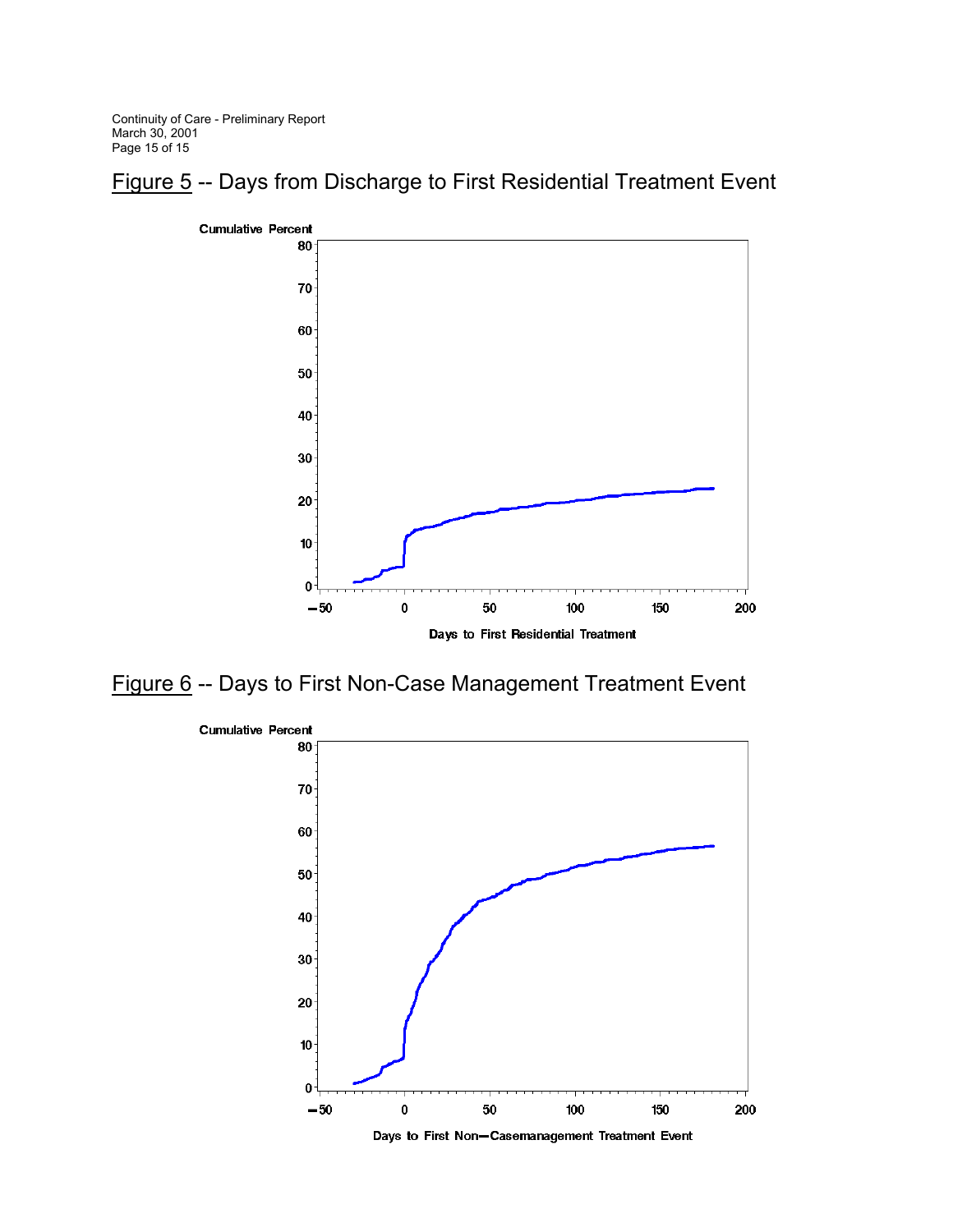Figure 5 -- Days from Discharge to First Residential Treatment Event

Figure 6 -- Days to First Non-Case Management Treatment Event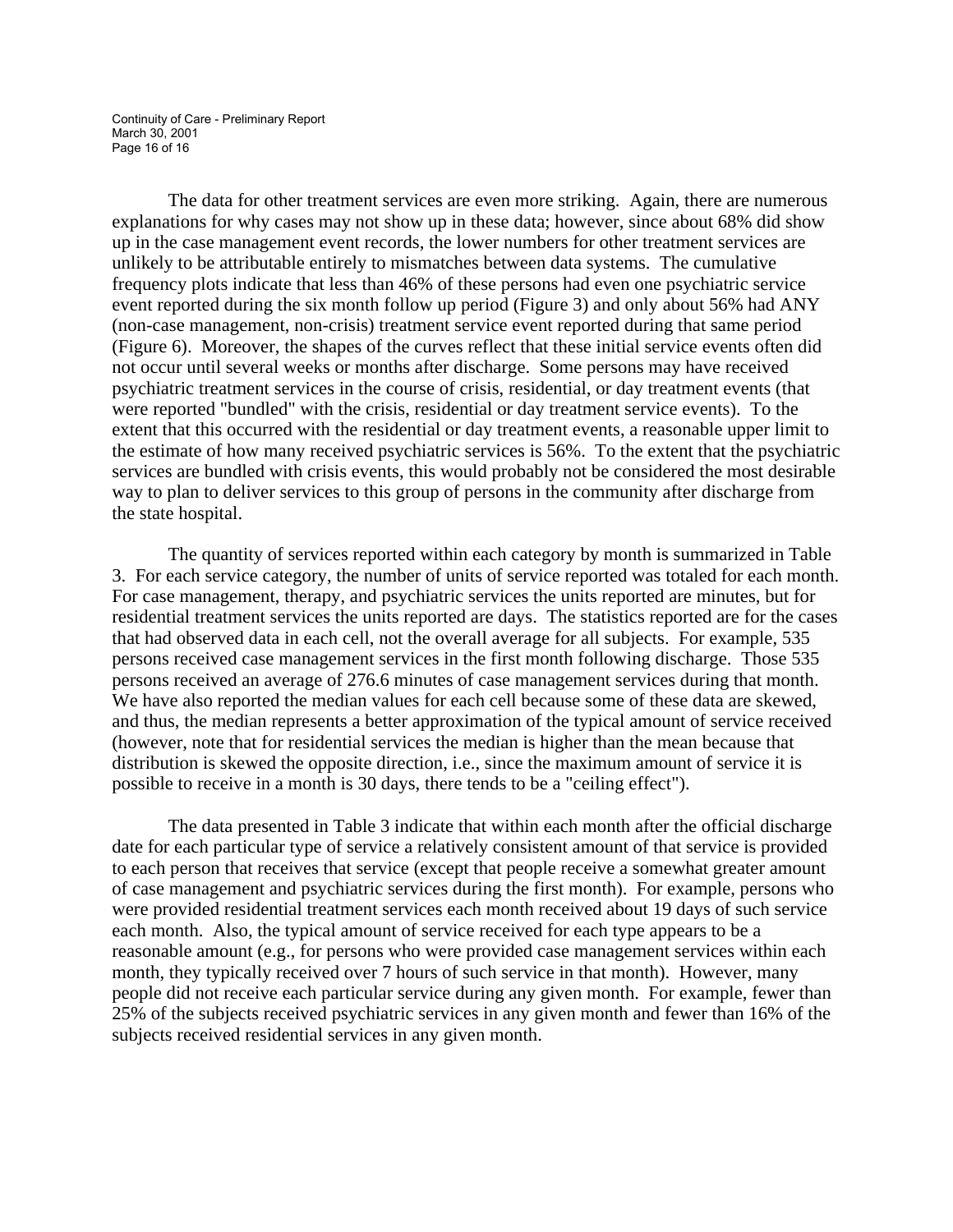The data for other treatment services are even more striking. Again, there are numerous explanations for why cases may not show up in these data; however, since about 68% did show up in the case management event records, the lower numbers for other treatment services are unlikely to be attributable entirely to mismatches between data systems. The cumulative frequency plots indicate that less than 46% of these persons had even one psychiatric service event reported during the six month follow up period (Figure 3) and only about 56% had ANY (non-case management, non-crisis) treatment service event reported during that same period (Figure 6). Moreover, the shapes of the curves reflect that these initial service events often did not occur until several weeks or months after discharge. Some persons may have received psychiatric treatment services in the course of crisis, residential, or day treatment events (that were reported "bundled" with the crisis, residential or day treatment service events). To the extent that this occurred with the residential or day treatment events, a reasonable upper limit to the estimate of how many received psychiatric services is 56%. To the extent that the psychiatric services are bundled with crisis events, this would probably not be considered the most desirable way to plan to deliver services to this group of persons in the community after discharge from the state hospital.

The quantity of services reported within each category by month is summarized in Table 3. For each service category, the number of units of service reported was totaled for each month. For case management, therapy, and psychiatric services the units reported are minutes, but for residential treatment services the units reported are days. The statistics reported are for the cases that had observed data in each cell, not the overall average for all subjects. For example, 535 persons received case management services in the first month following discharge. Those 535 persons received an average of 276.6 minutes of case management services during that month. We have also reported the median values for each cell because some of these data are skewed, and thus, the median represents a better approximation of the typical amount of service received (however, note that for residential services the median is higher than the mean because that distribution is skewed the opposite direction, i.e., since the maximum amount of service it is possible to receive in a month is 30 days, there tends to be a "ceiling effect").

The data presented in Table 3 indicate that within each month after the official discharge date for each particular type of service a relatively consistent amount of that service is provided to each person that receives that service (except that people receive a somewhat greater amount of case management and psychiatric services during the first month). For example, persons who were provided residential treatment services each month received about 19 days of such service each month. Also, the typical amount of service received for each type appears to be a reasonable amount (e.g., for persons who were provided case management services within each month, they typically received over 7 hours of such service in that month). However, many people did not receive each particular service during any given month. For example, fewer than 25% of the subjects received psychiatric services in any given month and fewer than 16% of the subjects received residential services in any given month.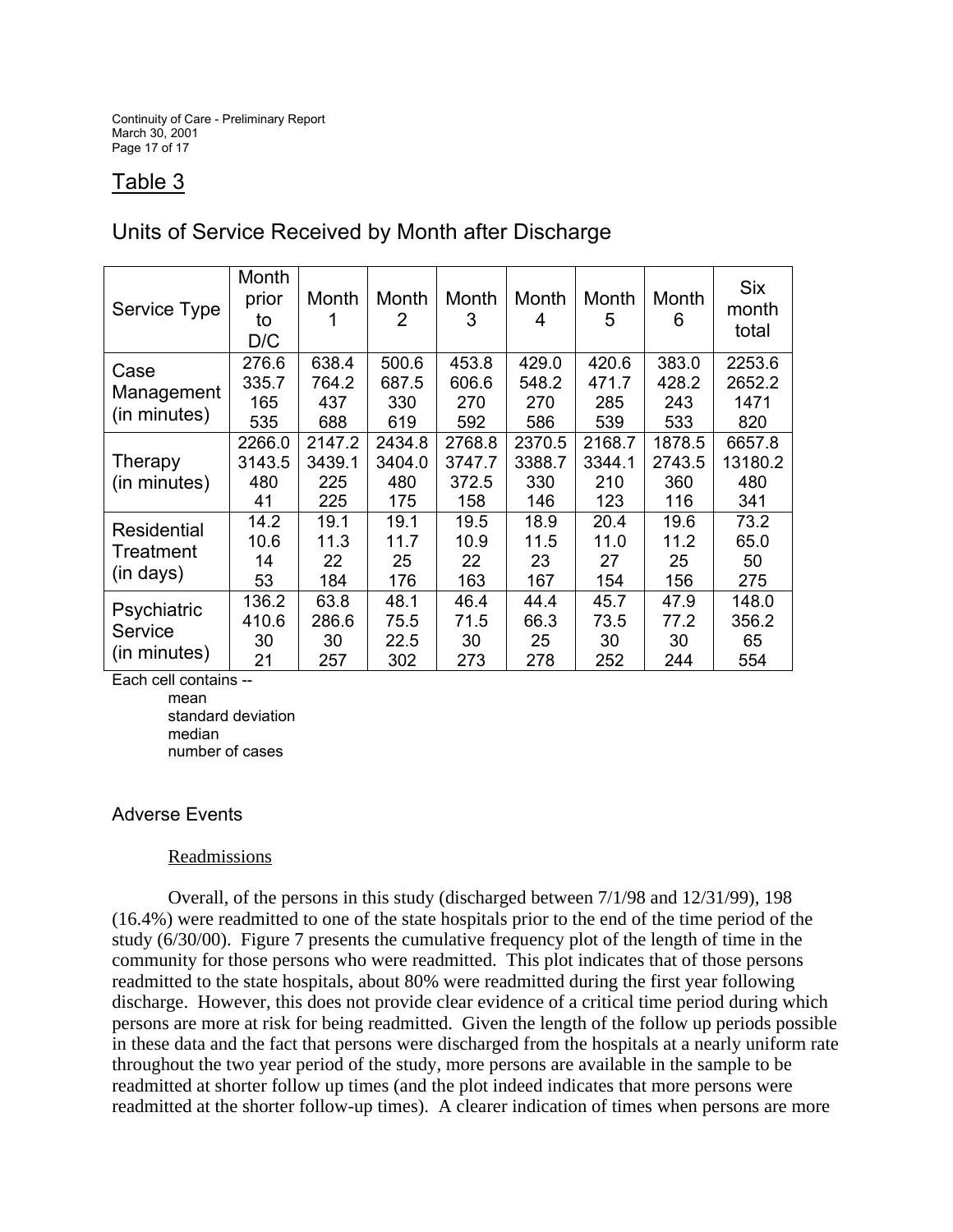## Table 3

### Units of Service Received by Month after Discharge

| Service Type | Month prior to D/C | Month 1 | Month 2 | Month 3 | Month 4 | Month 5 | Month 6 | Six month total |
|---|---|---|---|---|---|---|---|---|
| Case Management (in minutes) | 276.6<br>335.7<br>165<br>535 | 638.4<br>764.2<br>437<br>688 | 500.6<br>687.5<br>330<br>619 | 453.8<br>606.6<br>270<br>592 | 429.0<br>548.2<br>270<br>586 | 420.6<br>471.7<br>285<br>539 | 383.0<br>428.2<br>243<br>533 | 2253.6<br>2652.2<br>1471<br>820 |
| Therapy (in minutes) | 2266.0<br>3143.5<br>480<br>41 | 2147.2<br>3439.1<br>225<br>225 | 2434.8<br>3404.0<br>480<br>175 | 2768.8<br>3747.7<br>372.5<br>158 | 2370.5<br>3388.7<br>330<br>146 | 2168.7<br>3344.1<br>210<br>123 | 1878.5<br>2743.5<br>360<br>116 | 6657.8<br>13180.2<br>480<br>341 |
| Residential Treatment (in days) | 14.2<br>10.6<br>14<br>53 | 19.1<br>11.3<br>22<br>184 | 19.1<br>11.7<br>25<br>176 | 19.5<br>10.9<br>22<br>163 | 18.9<br>11.5<br>23<br>167 | 20.4<br>11.0<br>27<br>154 | 19.6<br>11.2<br>25<br>156 | 73.2<br>65.0<br>50<br>275 |
| Psychiatric Service (in minutes) | 136.2<br>410.6<br>30<br>21 | 63.8<br>286.6<br>30<br>257 | 48.1<br>75.5<br>22.5<br>302 | 46.4<br>71.5<br>30<br>273 | 44.4<br>66.3<br>25<br>278 | 45.7<br>73.5<br>30<br>252 | 47.9<br>77.2<br>30<br>244 | 148.0<br>356.2<br>65<br>554 |

Each cell contains --

mean
standard deviation
median
number of cases

### Adverse Events

#### Readmissions

Overall, of the persons in this study (discharged between 7/1/98 and 12/31/99), 198 (16.4%) were readmitted to one of the state hospitals prior to the end of the time period of the study (6/30/00). Figure 7 presents the cumulative frequency plot of the length of time in the community for those persons who were readmitted. This plot indicates that of those persons readmitted to the state hospitals, about 80% were readmitted during the first year following discharge. However, this does not provide clear evidence of a critical time period during which persons are more at risk for being readmitted. Given the length of the follow up periods possible in these data and the fact that persons were discharged from the hospitals at a nearly uniform rate throughout the two year period of the study, more persons are available in the sample to be readmitted at shorter follow up times (and the plot indeed indicates that more persons were readmitted at the shorter follow-up times). A clearer indication of times when persons are more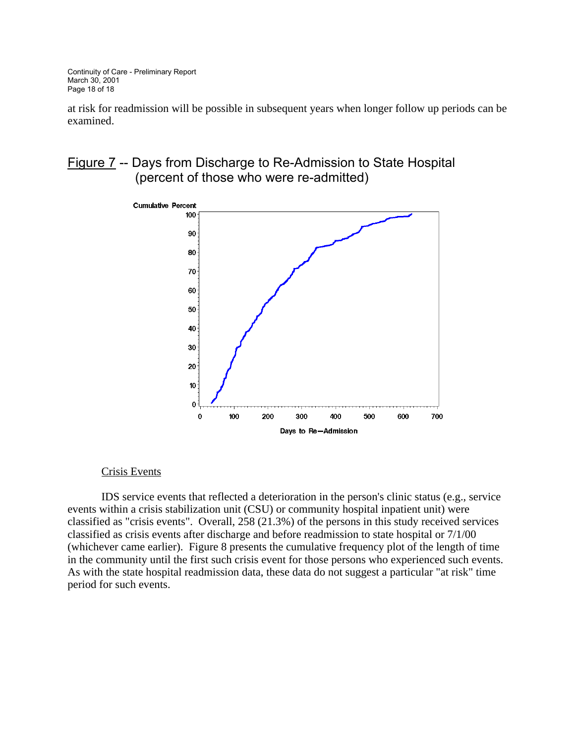at risk for readmission will be possible in subsequent years when longer follow up periods can be examined.

Figure 7 -- Days from Discharge to Re-Admission to State Hospital (percent of those who were re-admitted)

## Crisis Events

IDS service events that reflected a deterioration in the person's clinic status (e.g., service events within a crisis stabilization unit (CSU) or community hospital inpatient unit) were classified as "crisis events". Overall, 258 (21.3%) of the persons in this study received services classified as crisis events after discharge and before readmission to state hospital or 7/1/00 (whichever came earlier). Figure 8 presents the cumulative frequency plot of the length of time in the community until the first such crisis event for those persons who experienced such events. As with the state hospital readmission data, these data do not suggest a particular "at risk" time period for such events.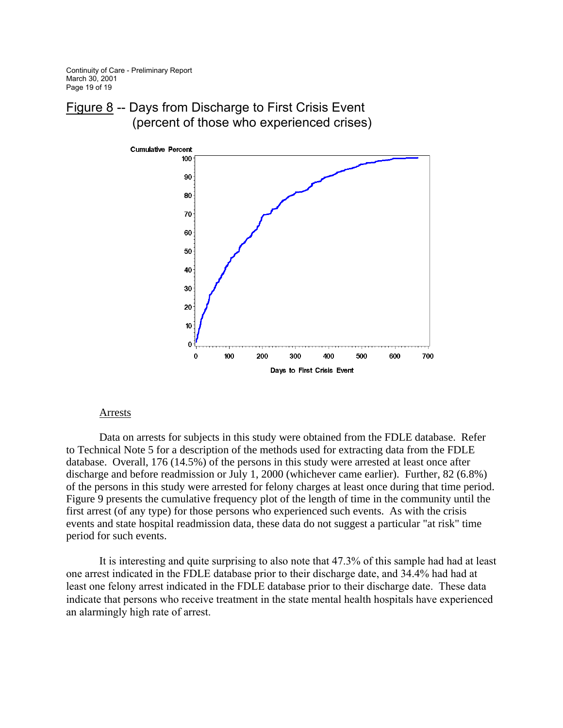## Figure 8 -- Days from Discharge to First Crisis Event (percent of those who experienced crises)

### Arrests

Data on arrests for subjects in this study were obtained from the FDLE database. Refer to Technical Note 5 for a description of the methods used for extracting data from the FDLE database. Overall, 176 (14.5%) of the persons in this study were arrested at least once after discharge and before readmission or July 1, 2000 (whichever came earlier). Further, 82 (6.8%) of the persons in this study were arrested for felony charges at least once during that time period. Figure 9 presents the cumulative frequency plot of the length of time in the community until the first arrest (of any type) for those persons who experienced such events. As with the crisis events and state hospital readmission data, these data do not suggest a particular "at risk" time period for such events.

It is interesting and quite surprising to also note that 47.3% of this sample had had at least one arrest indicated in the FDLE database prior to their discharge date, and 34.4% had had at least one felony arrest indicated in the FDLE database prior to their discharge date. These data indicate that persons who receive treatment in the state mental health hospitals have experienced an alarmingly high rate of arrest.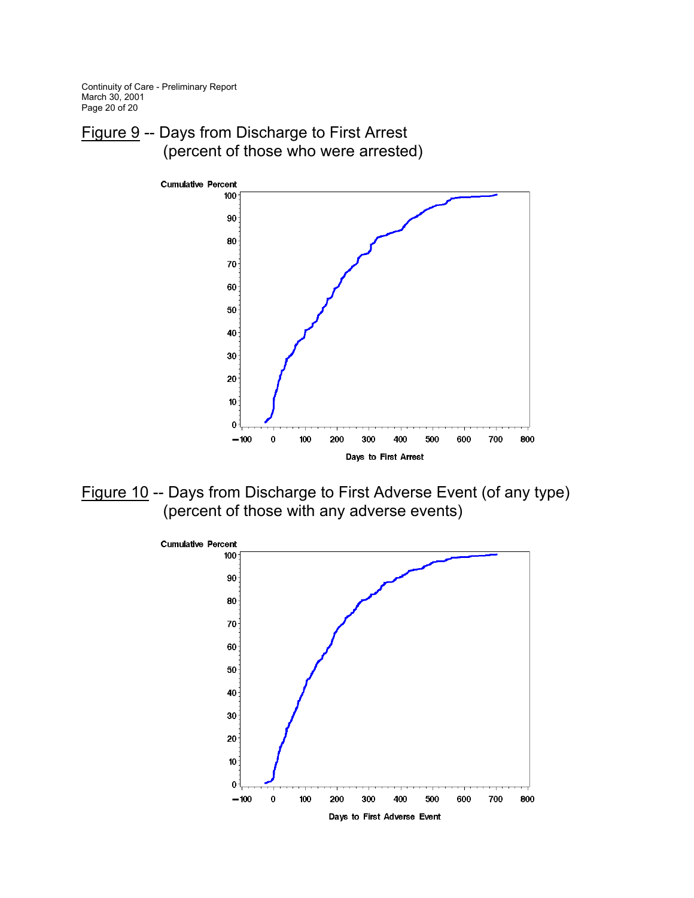Figure 9 -- Days from Discharge to First Arrest (percent of those who were arrested)

Figure 10 -- Days from Discharge to First Adverse Event (of any type) (percent of those with any adverse events)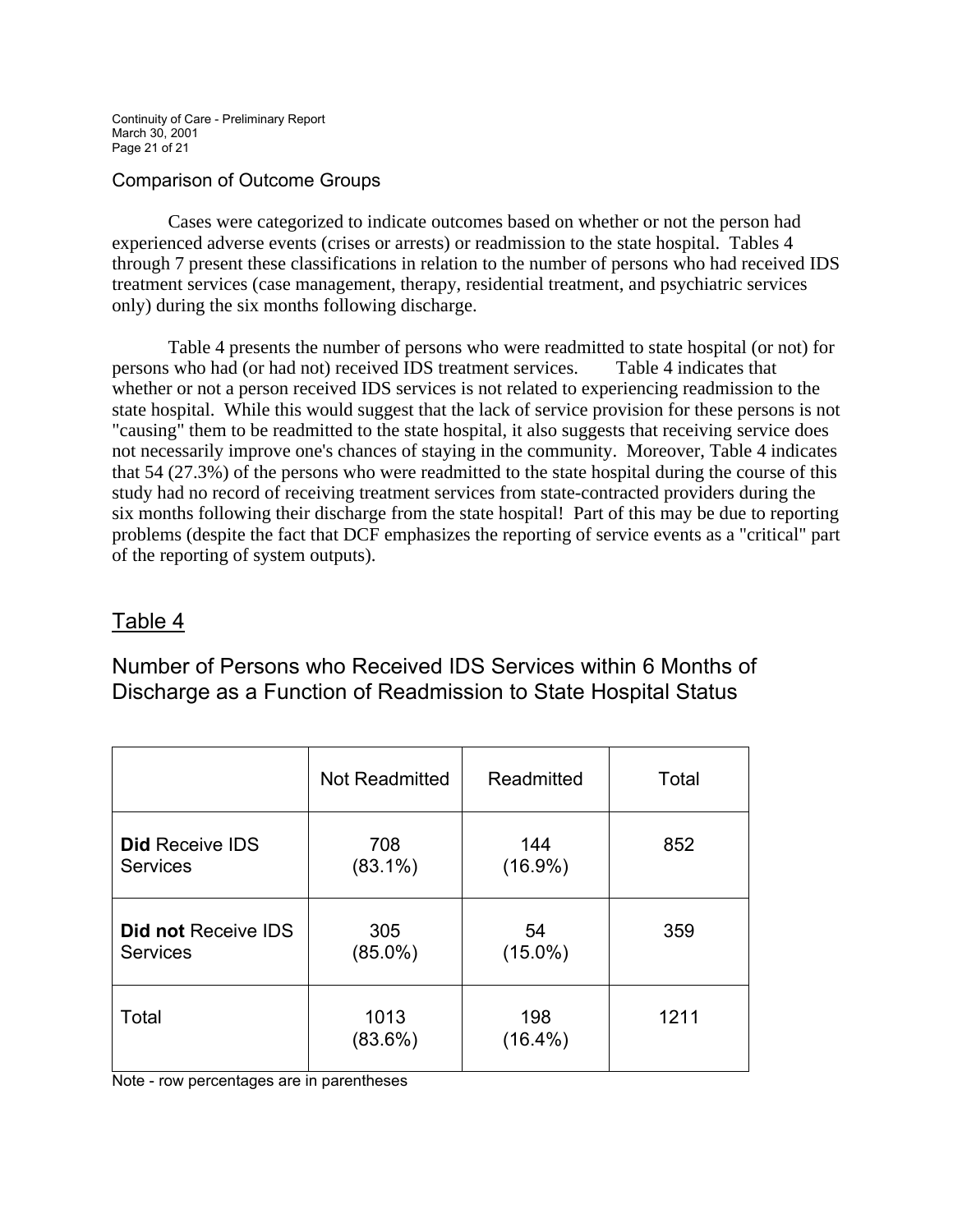## Comparison of Outcome Groups

Cases were categorized to indicate outcomes based on whether or not the person had experienced adverse events (crises or arrests) or readmission to the state hospital. Tables 4 through 7 present these classifications in relation to the number of persons who had received IDS treatment services (case management, therapy, residential treatment, and psychiatric services only) during the six months following discharge.

Table 4 presents the number of persons who were readmitted to state hospital (or not) for persons who had (or had not) received IDS treatment services. Table 4 indicates that whether or not a person received IDS services is not related to experiencing readmission to the state hospital. While this would suggest that the lack of service provision for these persons is not "causing" them to be readmitted to the state hospital, it also suggests that receiving service does not necessarily improve one's chances of staying in the community. Moreover, Table 4 indicates that 54 (27.3%) of the persons who were readmitted to the state hospital during the course of this study had no record of receiving treatment services from state-contracted providers during the six months following their discharge from the state hospital! Part of this may be due to reporting problems (despite the fact that DCF emphasizes the reporting of service events as a "critical" part of the reporting of system outputs).

## Table 4

### Number of Persons who Received IDS Services within 6 Months of Discharge as a Function of Readmission to State Hospital Status

| | Not Readmitted | Readmitted | Total |
|---|---|---|---|
| **Did** Receive IDS Services | 708 (83.1%) | 144 (16.9%) | 852 |
| **Did not** Receive IDS Services | 305 (85.0%) | 54 (15.0%) | 359 |
| Total | 1013 (83.6%) | 198 (16.4%) | 1211 |

Note - row percentages are in parentheses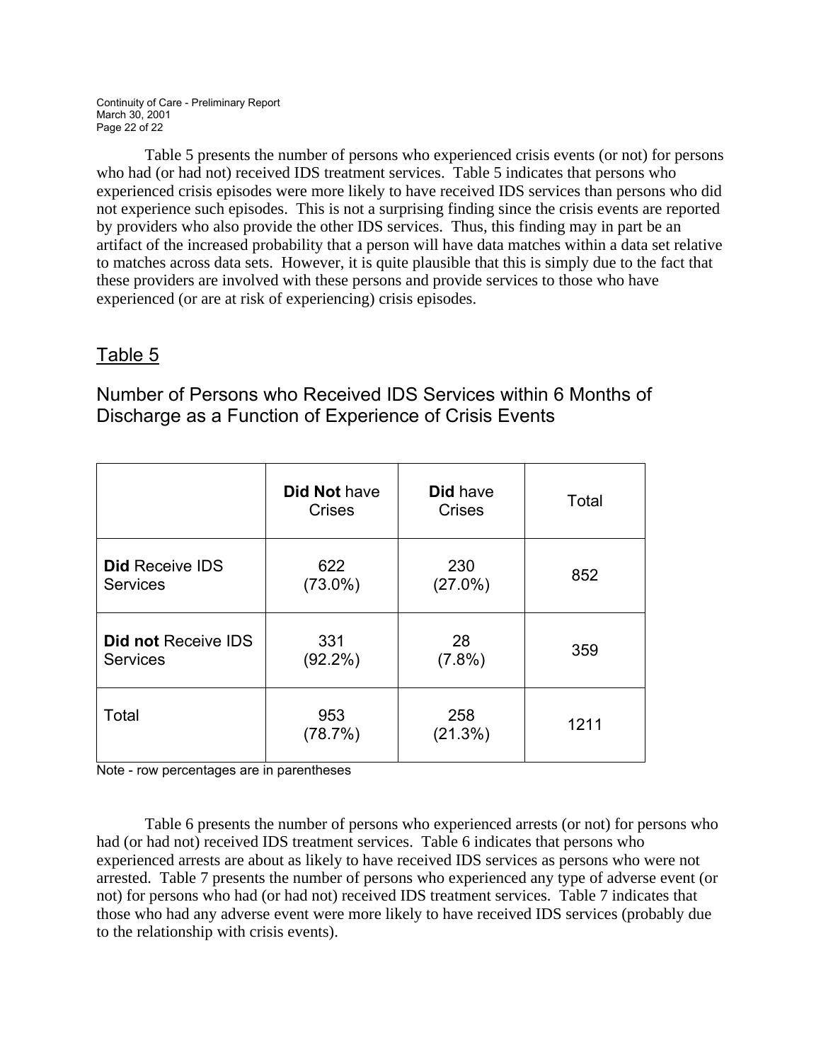Table 5 presents the number of persons who experienced crisis events (or not) for persons who had (or had not) received IDS treatment services. Table 5 indicates that persons who experienced crisis episodes were more likely to have received IDS services than persons who did not experience such episodes. This is not a surprising finding since the crisis events are reported by providers who also provide the other IDS services. Thus, this finding may in part be an artifact of the increased probability that a person will have data matches within a data set relative to matches across data sets. However, it is quite plausible that this is simply due to the fact that these providers are involved with these persons and provide services to those who have experienced (or are at risk of experiencing) crisis episodes.

## Table 5

### Number of Persons who Received IDS Services within 6 Months of Discharge as a Function of Experience of Crisis Events

| | **Did Not** have Crises | **Did** have Crises | Total |
|---|---|---|---|
| **Did** Receive IDS Services | 622 (73.0%) | 230 (27.0%) | 852 |
| **Did not** Receive IDS Services | 331 (92.2%) | 28 (7.8%) | 359 |
| Total | 953 (78.7%) | 258 (21.3%) | 1211 |

Note - row percentages are in parentheses

Table 6 presents the number of persons who experienced arrests (or not) for persons who had (or had not) received IDS treatment services. Table 6 indicates that persons who experienced arrests are about as likely to have received IDS services as persons who were not arrested. Table 7 presents the number of persons who experienced any type of adverse event (or not) for persons who had (or had not) received IDS treatment services. Table 7 indicates that those who had any adverse event were more likely to have received IDS services (probably due to the relationship with crisis events).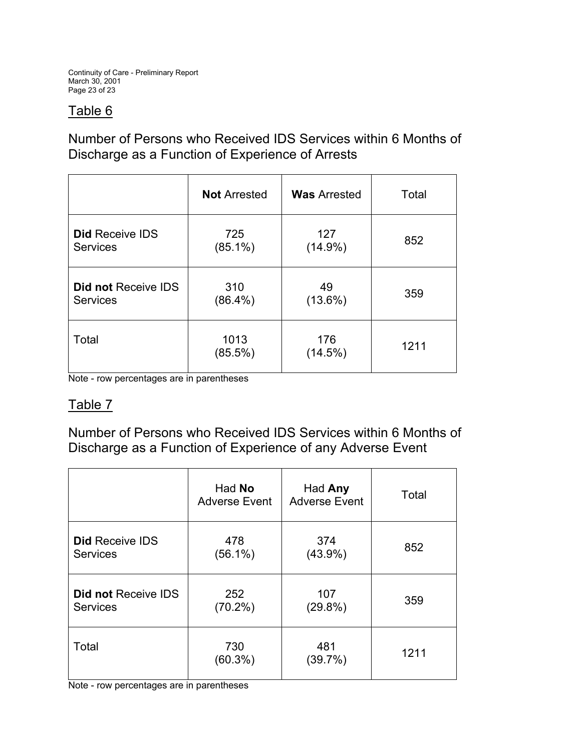## Table 6

Number of Persons who Received IDS Services within 6 Months of Discharge as a Function of Experience of Arrests

| | **Not** Arrested | **Was** Arrested | Total |
|---|---|---|---|
| **Did** Receive IDS Services | 725 (85.1%) | 127 (14.9%) | 852 |
| **Did not** Receive IDS Services | 310 (86.4%) | 49 (13.6%) | 359 |
| Total | 1013 (85.5%) | 176 (14.5%) | 1211 |

Note - row percentages are in parentheses

## Table 7

Number of Persons who Received IDS Services within 6 Months of Discharge as a Function of Experience of any Adverse Event

| | Had **No** Adverse Event | Had **Any** Adverse Event | Total |
|---|---|---|---|
| **Did** Receive IDS Services | 478 (56.1%) | 374 (43.9%) | 852 |
| **Did not** Receive IDS Services | 252 (70.2%) | 107 (29.8%) | 359 |
| Total | 730 (60.3%) | 481 (39.7%) | 1211 |

Note - row percentages are in parentheses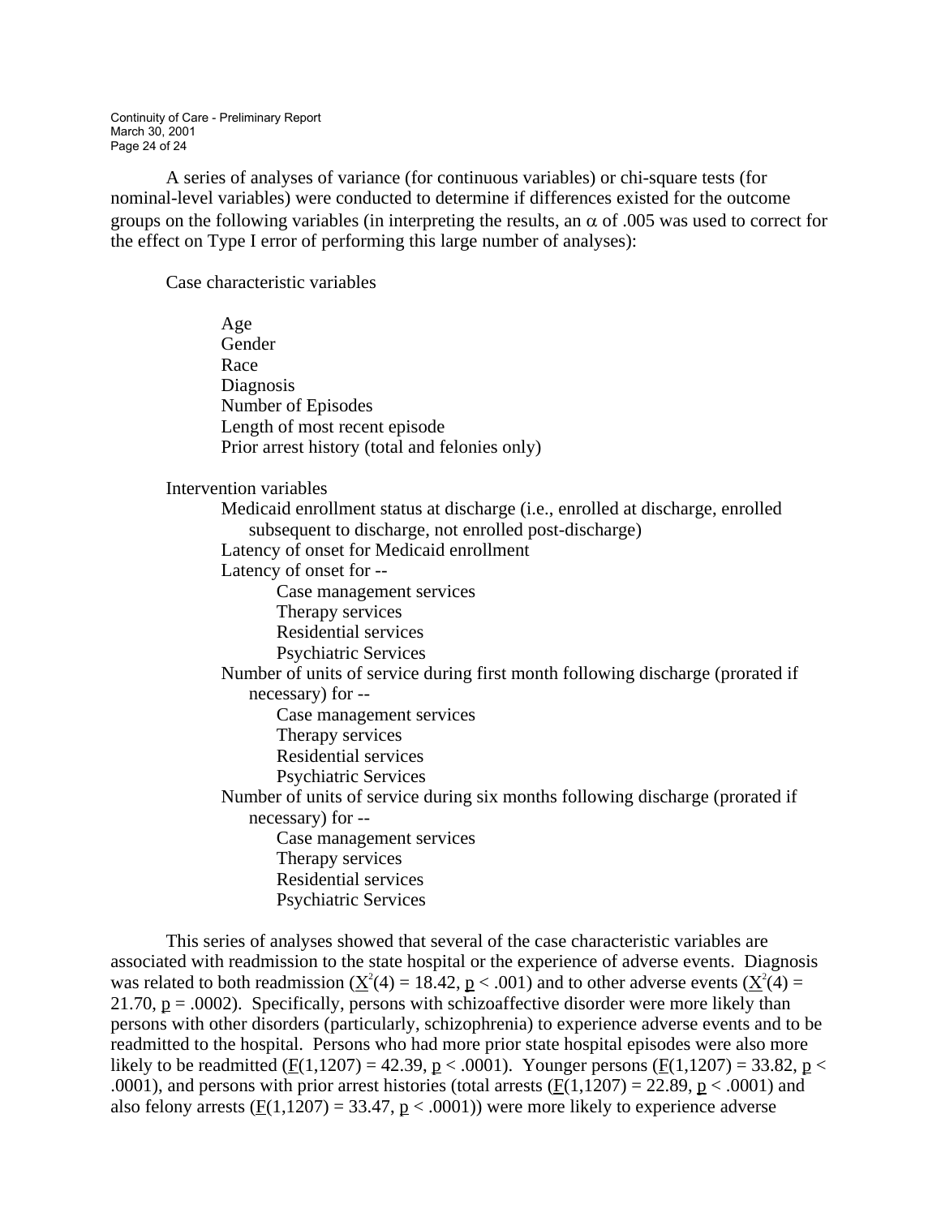A series of analyses of variance (for continuous variables) or chi-square tests (for nominal-level variables) were conducted to determine if differences existed for the outcome groups on the following variables (in interpreting the results, an $\alpha$ of .005 was used to correct for the effect on Type I error of performing this large number of analyses):

Case characteristic variables

- Age
- Gender
- Race
- Diagnosis
- Number of Episodes
- Length of most recent episode
- Prior arrest history (total and felonies only)

Intervention variables

- Medicaid enrollment status at discharge (i.e., enrolled at discharge, enrolled subsequent to discharge, not enrolled post-discharge)
- Latency of onset for Medicaid enrollment
- Latency of onset for --
  - Case management services
  - Therapy services
  - Residential services
  - Psychiatric Services
- Number of units of service during first month following discharge (prorated if necessary) for --
  - Case management services
  - Therapy services
  - Residential services
  - Psychiatric Services
- Number of units of service during six months following discharge (prorated if necessary) for --
  - Case management services
  - Therapy services
  - Residential services
  - Psychiatric Services

This series of analyses showed that several of the case characteristic variables are associated with readmission to the state hospital or the experience of adverse events. Diagnosis was related to both readmission ($\underline{X}^2(4) = 18.42$, $\underline{p} < .001$) and to other adverse events ($\underline{X}^2(4) = 21.70$, $\underline{p} = .0002$). Specifically, persons with schizoaffective disorder were more likely than persons with other disorders (particularly, schizophrenia) to experience adverse events and to be readmitted to the hospital. Persons who had more prior state hospital episodes were also more likely to be readmitted ($\underline{F}(1,1207) = 42.39$, $\underline{p} < .0001$). Younger persons ($\underline{F}(1,1207) = 33.82$, $\underline{p} < .0001$), and persons with prior arrest histories (total arrests ($\underline{F}(1,1207) = 22.89$, $\underline{p} < .0001$) and also felony arrests ($\underline{F}(1,1207) = 33.47$, $\underline{p} < .0001$)) were more likely to experience adverse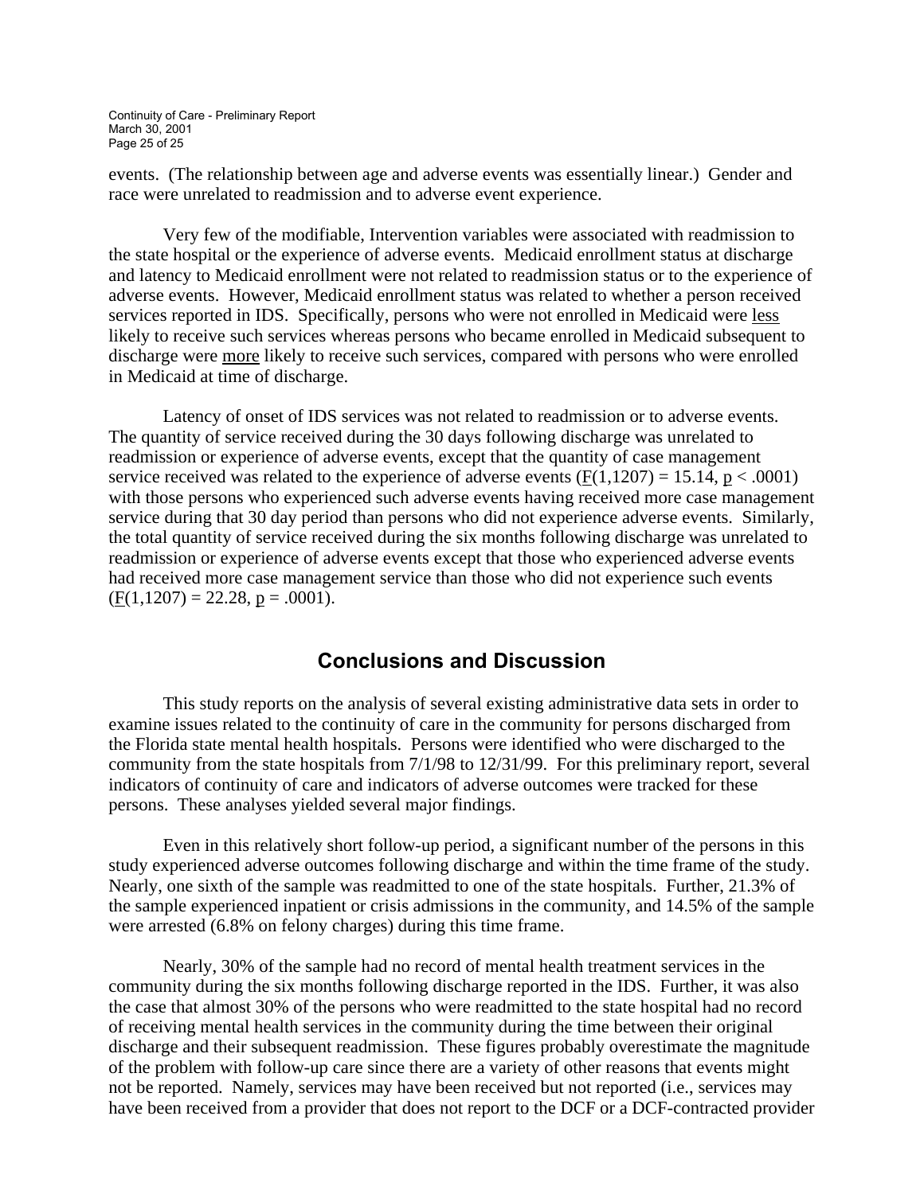events. (The relationship between age and adverse events was essentially linear.) Gender and race were unrelated to readmission and to adverse event experience.

Very few of the modifiable, Intervention variables were associated with readmission to the state hospital or the experience of adverse events. Medicaid enrollment status at discharge and latency to Medicaid enrollment were not related to readmission status or to the experience of adverse events. However, Medicaid enrollment status was related to whether a person received services reported in IDS. Specifically, persons who were not enrolled in Medicaid were less likely to receive such services whereas persons who became enrolled in Medicaid subsequent to discharge were more likely to receive such services, compared with persons who were enrolled in Medicaid at time of discharge.

Latency of onset of IDS services was not related to readmission or to adverse events. The quantity of service received during the 30 days following discharge was unrelated to readmission or experience of adverse events, except that the quantity of case management service received was related to the experience of adverse events ($F(1,1207) = 15.14$, $p < .0001$) with those persons who experienced such adverse events having received more case management service during that 30 day period than persons who did not experience adverse events. Similarly, the total quantity of service received during the six months following discharge was unrelated to readmission or experience of adverse events except that those who experienced adverse events had received more case management service than those who did not experience such events ($F(1,1207) = 22.28$, $p = .0001$).

## Conclusions and Discussion

This study reports on the analysis of several existing administrative data sets in order to examine issues related to the continuity of care in the community for persons discharged from the Florida state mental health hospitals. Persons were identified who were discharged to the community from the state hospitals from 7/1/98 to 12/31/99. For this preliminary report, several indicators of continuity of care and indicators of adverse outcomes were tracked for these persons. These analyses yielded several major findings.

Even in this relatively short follow-up period, a significant number of the persons in this study experienced adverse outcomes following discharge and within the time frame of the study. Nearly, one sixth of the sample was readmitted to one of the state hospitals. Further, 21.3% of the sample experienced inpatient or crisis admissions in the community, and 14.5% of the sample were arrested (6.8% on felony charges) during this time frame.

Nearly, 30% of the sample had no record of mental health treatment services in the community during the six months following discharge reported in the IDS. Further, it was also the case that almost 30% of the persons who were readmitted to the state hospital had no record of receiving mental health services in the community during the time between their original discharge and their subsequent readmission. These figures probably overestimate the magnitude of the problem with follow-up care since there are a variety of other reasons that events might not be reported. Namely, services may have been received but not reported (i.e., services may have been received from a provider that does not report to the DCF or a DCF-contracted provider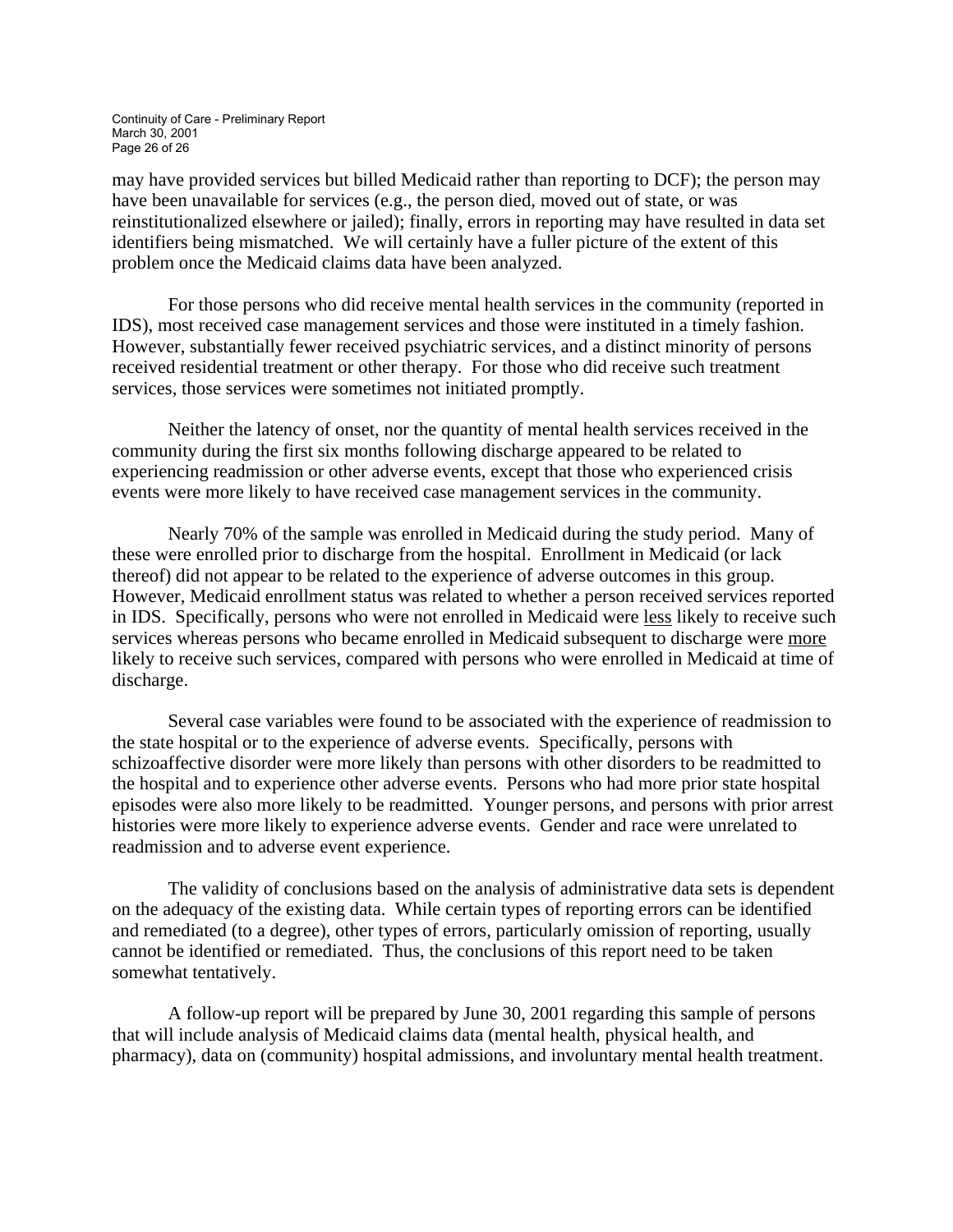may have provided services but billed Medicaid rather than reporting to DCF); the person may have been unavailable for services (e.g., the person died, moved out of state, or was reinstitutionalized elsewhere or jailed); finally, errors in reporting may have resulted in data set identifiers being mismatched. We will certainly have a fuller picture of the extent of this problem once the Medicaid claims data have been analyzed.

For those persons who did receive mental health services in the community (reported in IDS), most received case management services and those were instituted in a timely fashion. However, substantially fewer received psychiatric services, and a distinct minority of persons received residential treatment or other therapy. For those who did receive such treatment services, those services were sometimes not initiated promptly.

Neither the latency of onset, nor the quantity of mental health services received in the community during the first six months following discharge appeared to be related to experiencing readmission or other adverse events, except that those who experienced crisis events were more likely to have received case management services in the community.

Nearly 70% of the sample was enrolled in Medicaid during the study period. Many of these were enrolled prior to discharge from the hospital. Enrollment in Medicaid (or lack thereof) did not appear to be related to the experience of adverse outcomes in this group. However, Medicaid enrollment status was related to whether a person received services reported in IDS. Specifically, persons who were not enrolled in Medicaid were <u>less</u> likely to receive such services whereas persons who became enrolled in Medicaid subsequent to discharge were <u>more</u> likely to receive such services, compared with persons who were enrolled in Medicaid at time of discharge.

Several case variables were found to be associated with the experience of readmission to the state hospital or to the experience of adverse events. Specifically, persons with schizoaffective disorder were more likely than persons with other disorders to be readmitted to the hospital and to experience other adverse events. Persons who had more prior state hospital episodes were also more likely to be readmitted. Younger persons, and persons with prior arrest histories were more likely to experience adverse events. Gender and race were unrelated to readmission and to adverse event experience.

The validity of conclusions based on the analysis of administrative data sets is dependent on the adequacy of the existing data. While certain types of reporting errors can be identified and remediated (to a degree), other types of errors, particularly omission of reporting, usually cannot be identified or remediated. Thus, the conclusions of this report need to be taken somewhat tentatively.

A follow-up report will be prepared by June 30, 2001 regarding this sample of persons that will include analysis of Medicaid claims data (mental health, physical health, and pharmacy), data on (community) hospital admissions, and involuntary mental health treatment.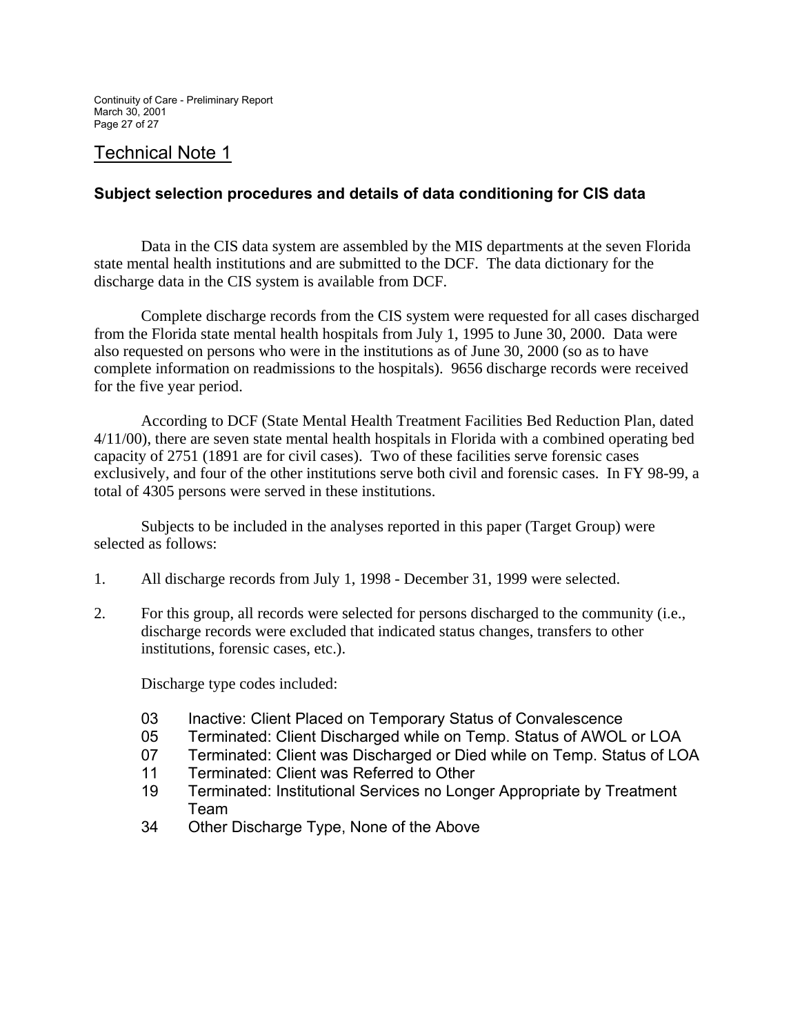# Technical Note 1

### Subject selection procedures and details of data conditioning for CIS data

Data in the CIS data system are assembled by the MIS departments at the seven Florida state mental health institutions and are submitted to the DCF. The data dictionary for the discharge data in the CIS system is available from DCF.

Complete discharge records from the CIS system were requested for all cases discharged from the Florida state mental health hospitals from July 1, 1995 to June 30, 2000. Data were also requested on persons who were in the institutions as of June 30, 2000 (so as to have complete information on readmissions to the hospitals). 9656 discharge records were received for the five year period.

According to DCF (State Mental Health Treatment Facilities Bed Reduction Plan, dated 4/11/00), there are seven state mental health hospitals in Florida with a combined operating bed capacity of 2751 (1891 are for civil cases). Two of these facilities serve forensic cases exclusively, and four of the other institutions serve both civil and forensic cases. In FY 98-99, a total of 4305 persons were served in these institutions.

Subjects to be included in the analyses reported in this paper (Target Group) were selected as follows:

1. All discharge records from July 1, 1998 - December 31, 1999 were selected.

2. For this group, all records were selected for persons discharged to the community (i.e., discharge records were excluded that indicated status changes, transfers to other institutions, forensic cases, etc.).

   Discharge type codes included:

   - 03 Inactive: Client Placed on Temporary Status of Convalescence
   - 05 Terminated: Client Discharged while on Temp. Status of AWOL or LOA
   - 07 Terminated: Client was Discharged or Died while on Temp. Status of LOA
   - 11 Terminated: Client was Referred to Other
   - 19 Terminated: Institutional Services no Longer Appropriate by Treatment Team
   - 34 Other Discharge Type, None of the Above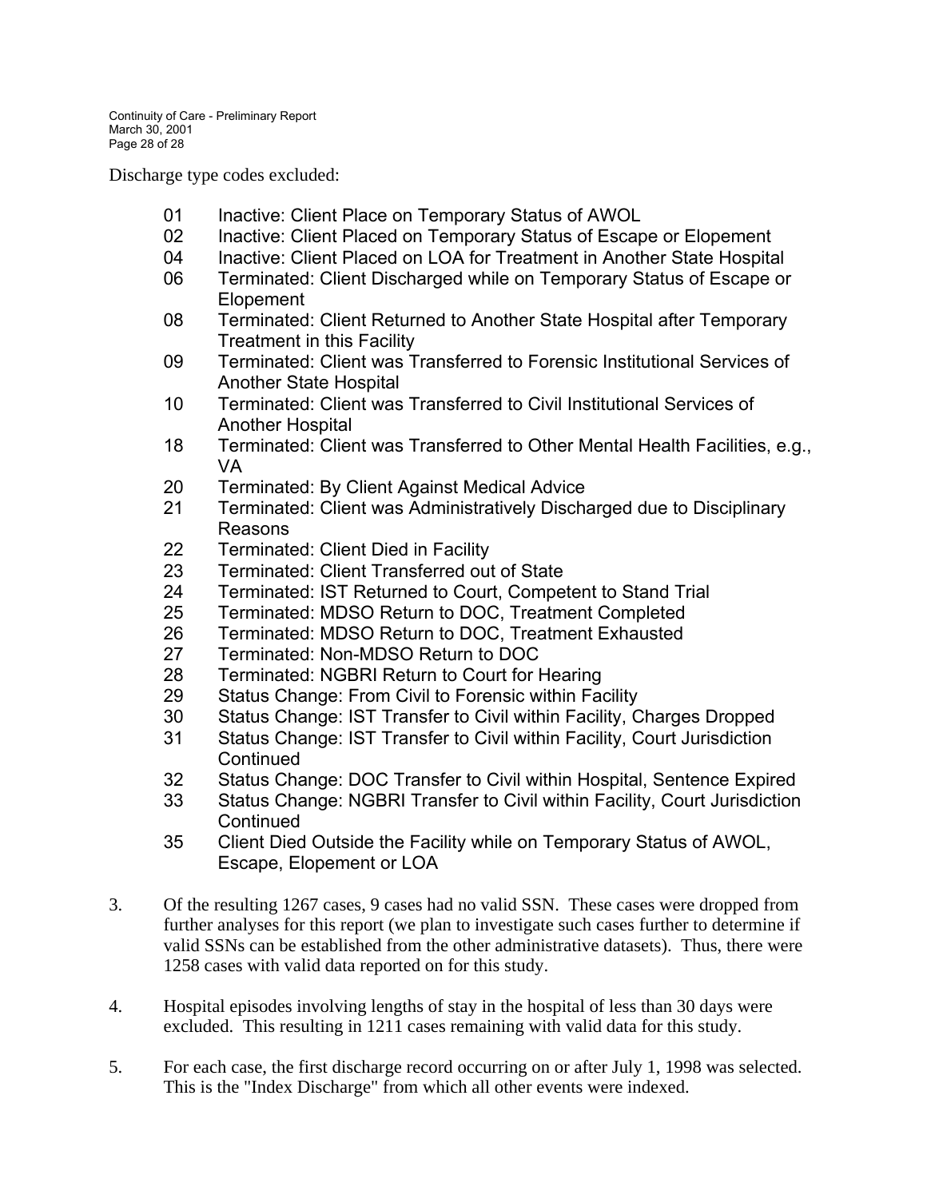Discharge type codes excluded:

- 01 Inactive: Client Place on Temporary Status of AWOL
- 02 Inactive: Client Placed on Temporary Status of Escape or Elopement
- 04 Inactive: Client Placed on LOA for Treatment in Another State Hospital
- 06 Terminated: Client Discharged while on Temporary Status of Escape or Elopement
- 08 Terminated: Client Returned to Another State Hospital after Temporary Treatment in this Facility
- 09 Terminated: Client was Transferred to Forensic Institutional Services of Another State Hospital
- 10 Terminated: Client was Transferred to Civil Institutional Services of Another Hospital
- 18 Terminated: Client was Transferred to Other Mental Health Facilities, e.g., VA
- 20 Terminated: By Client Against Medical Advice
- 21 Terminated: Client was Administratively Discharged due to Disciplinary Reasons
- 22 Terminated: Client Died in Facility
- 23 Terminated: Client Transferred out of State
- 24 Terminated: IST Returned to Court, Competent to Stand Trial
- 25 Terminated: MDSO Return to DOC, Treatment Completed
- 26 Terminated: MDSO Return to DOC, Treatment Exhausted
- 27 Terminated: Non-MDSO Return to DOC
- 28 Terminated: NGBRI Return to Court for Hearing
- 29 Status Change: From Civil to Forensic within Facility
- 30 Status Change: IST Transfer to Civil within Facility, Charges Dropped
- 31 Status Change: IST Transfer to Civil within Facility, Court Jurisdiction Continued
- 32 Status Change: DOC Transfer to Civil within Hospital, Sentence Expired
- 33 Status Change: NGBRI Transfer to Civil within Facility, Court Jurisdiction Continued
- 35 Client Died Outside the Facility while on Temporary Status of AWOL, Escape, Elopement or LOA

3. Of the resulting 1267 cases, 9 cases had no valid SSN. These cases were dropped from further analyses for this report (we plan to investigate such cases further to determine if valid SSNs can be established from the other administrative datasets). Thus, there were 1258 cases with valid data reported on for this study.

4. Hospital episodes involving lengths of stay in the hospital of less than 30 days were excluded. This resulting in 1211 cases remaining with valid data for this study.

5. For each case, the first discharge record occurring on or after July 1, 1998 was selected. This is the "Index Discharge" from which all other events were indexed.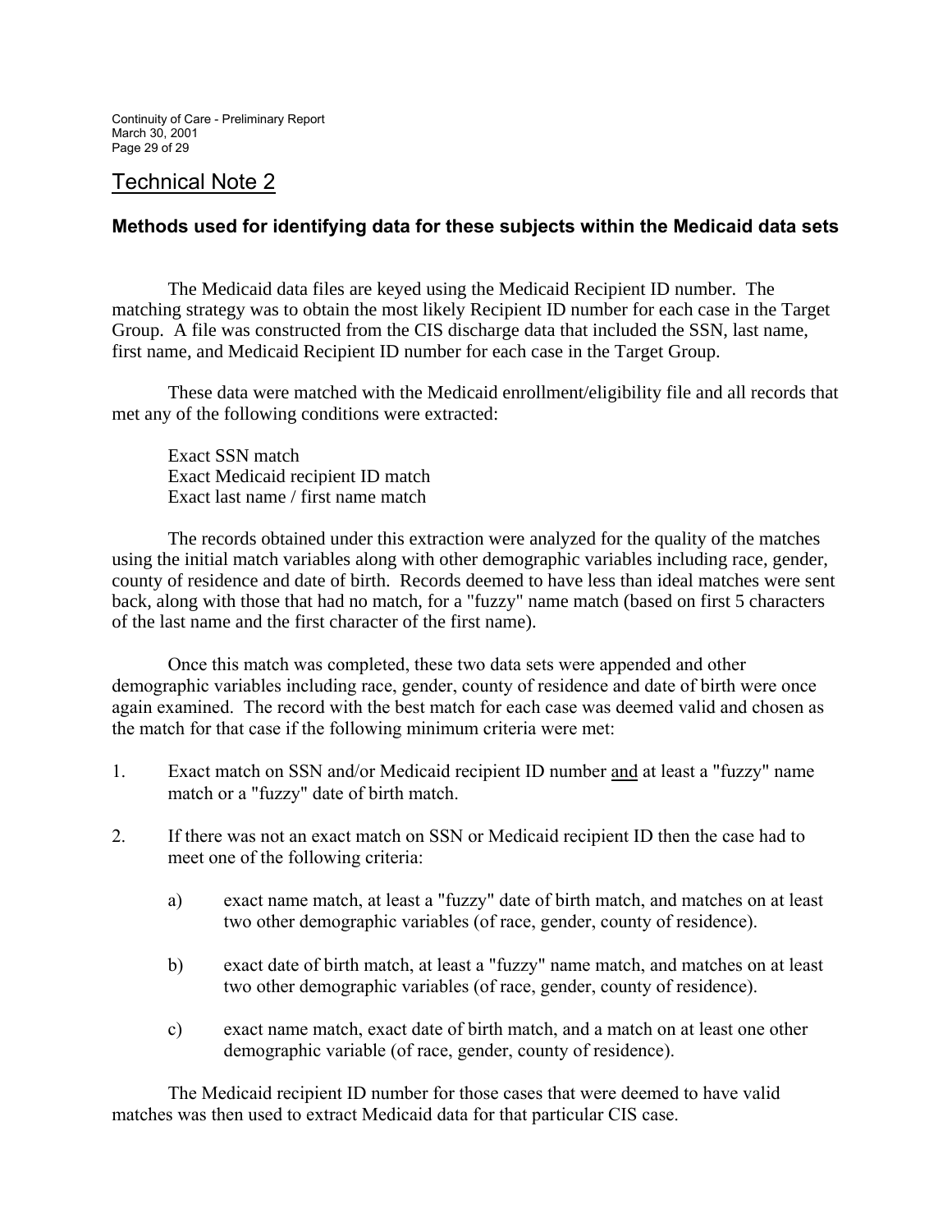## Technical Note 2

### Methods used for identifying data for these subjects within the Medicaid data sets

The Medicaid data files are keyed using the Medicaid Recipient ID number. The matching strategy was to obtain the most likely Recipient ID number for each case in the Target Group. A file was constructed from the CIS discharge data that included the SSN, last name, first name, and Medicaid Recipient ID number for each case in the Target Group.

These data were matched with the Medicaid enrollment/eligibility file and all records that met any of the following conditions were extracted:

Exact SSN match  
Exact Medicaid recipient ID match  
Exact last name / first name match

The records obtained under this extraction were analyzed for the quality of the matches using the initial match variables along with other demographic variables including race, gender, county of residence and date of birth. Records deemed to have less than ideal matches were sent back, along with those that had no match, for a "fuzzy" name match (based on first 5 characters of the last name and the first character of the first name).

Once this match was completed, these two data sets were appended and other demographic variables including race, gender, county of residence and date of birth were once again examined. The record with the best match for each case was deemed valid and chosen as the match for that case if the following minimum criteria were met:

1. Exact match on SSN and/or Medicaid recipient ID number <u>and</u> at least a "fuzzy" name match or a "fuzzy" date of birth match.

2. If there was not an exact match on SSN or Medicaid recipient ID then the case had to meet one of the following criteria:

   a) exact name match, at least a "fuzzy" date of birth match, and matches on at least two other demographic variables (of race, gender, county of residence).

   b) exact date of birth match, at least a "fuzzy" name match, and matches on at least two other demographic variables (of race, gender, county of residence).

   c) exact name match, exact date of birth match, and a match on at least one other demographic variable (of race, gender, county of residence).

The Medicaid recipient ID number for those cases that were deemed to have valid matches was then used to extract Medicaid data for that particular CIS case.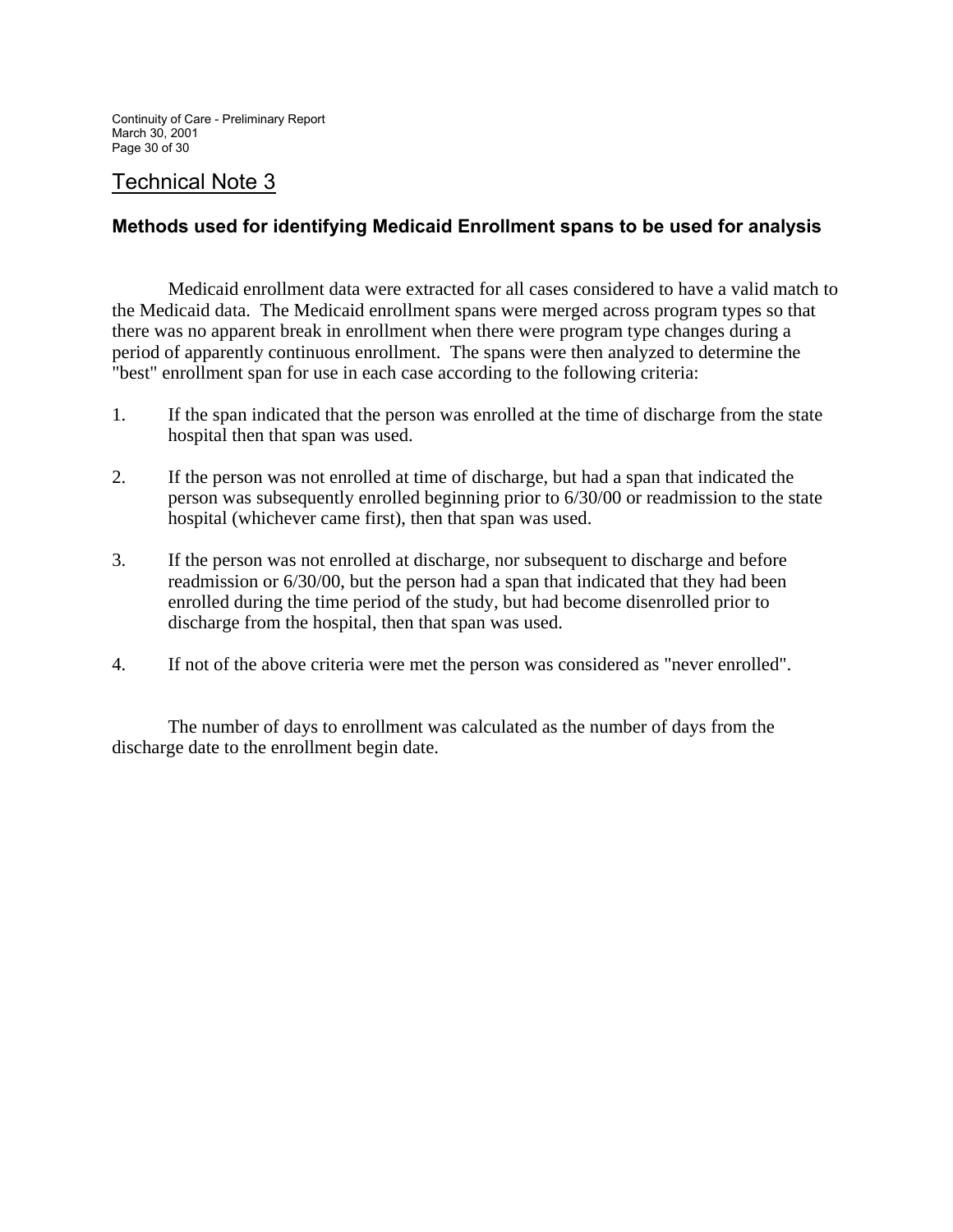# Technical Note 3

### Methods used for identifying Medicaid Enrollment spans to be used for analysis

Medicaid enrollment data were extracted for all cases considered to have a valid match to the Medicaid data. The Medicaid enrollment spans were merged across program types so that there was no apparent break in enrollment when there were program type changes during a period of apparently continuous enrollment. The spans were then analyzed to determine the "best" enrollment span for use in each case according to the following criteria:

1. If the span indicated that the person was enrolled at the time of discharge from the state hospital then that span was used.

2. If the person was not enrolled at time of discharge, but had a span that indicated the person was subsequently enrolled beginning prior to 6/30/00 or readmission to the state hospital (whichever came first), then that span was used.

3. If the person was not enrolled at discharge, nor subsequent to discharge and before readmission or 6/30/00, but the person had a span that indicated that they had been enrolled during the time period of the study, but had become disenrolled prior to discharge from the hospital, then that span was used.

4. If not of the above criteria were met the person was considered as "never enrolled".

The number of days to enrollment was calculated as the number of days from the discharge date to the enrollment begin date.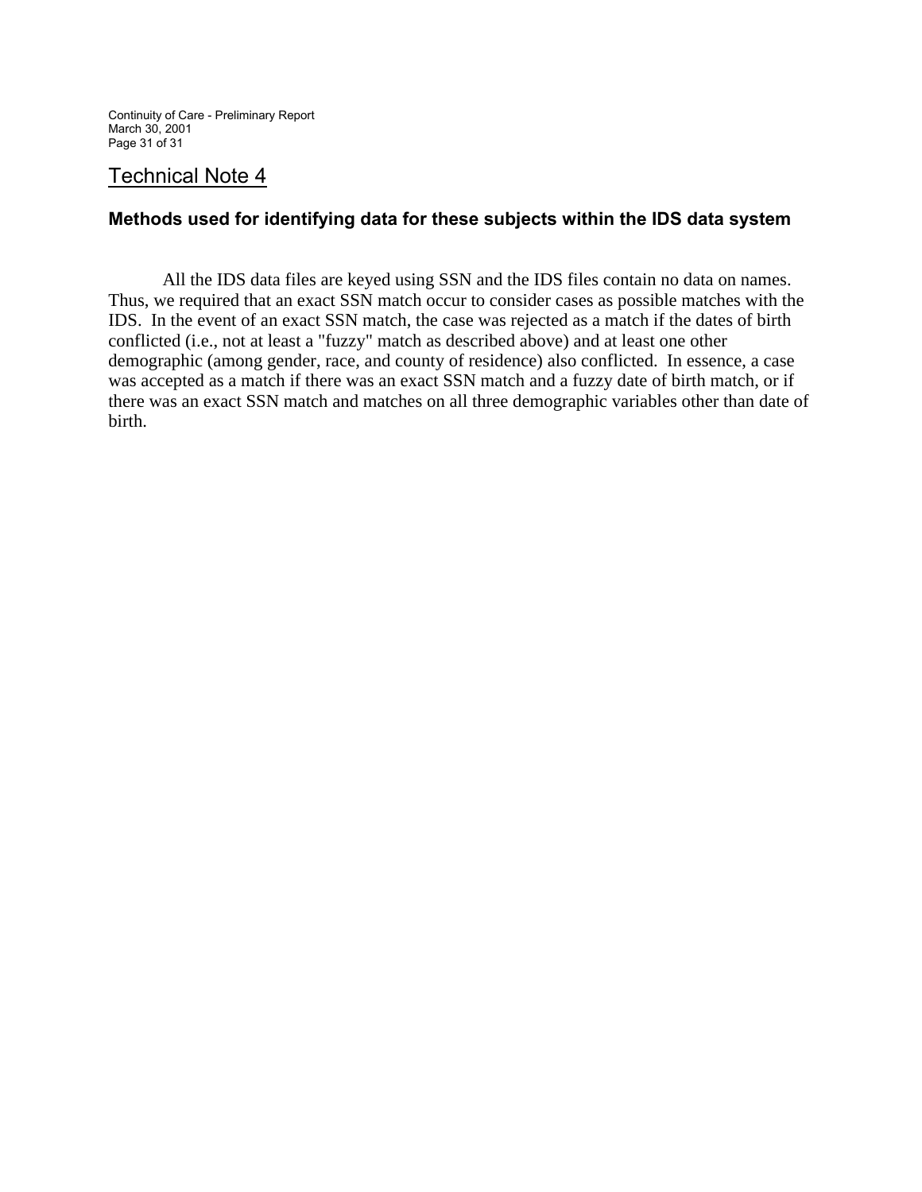## Technical Note 4

### Methods used for identifying data for these subjects within the IDS data system

All the IDS data files are keyed using SSN and the IDS files contain no data on names. Thus, we required that an exact SSN match occur to consider cases as possible matches with the IDS. In the event of an exact SSN match, the case was rejected as a match if the dates of birth conflicted (i.e., not at least a "fuzzy" match as described above) and at least one other demographic (among gender, race, and county of residence) also conflicted. In essence, a case was accepted as a match if there was an exact SSN match and a fuzzy date of birth match, or if there was an exact SSN match and matches on all three demographic variables other than date of birth.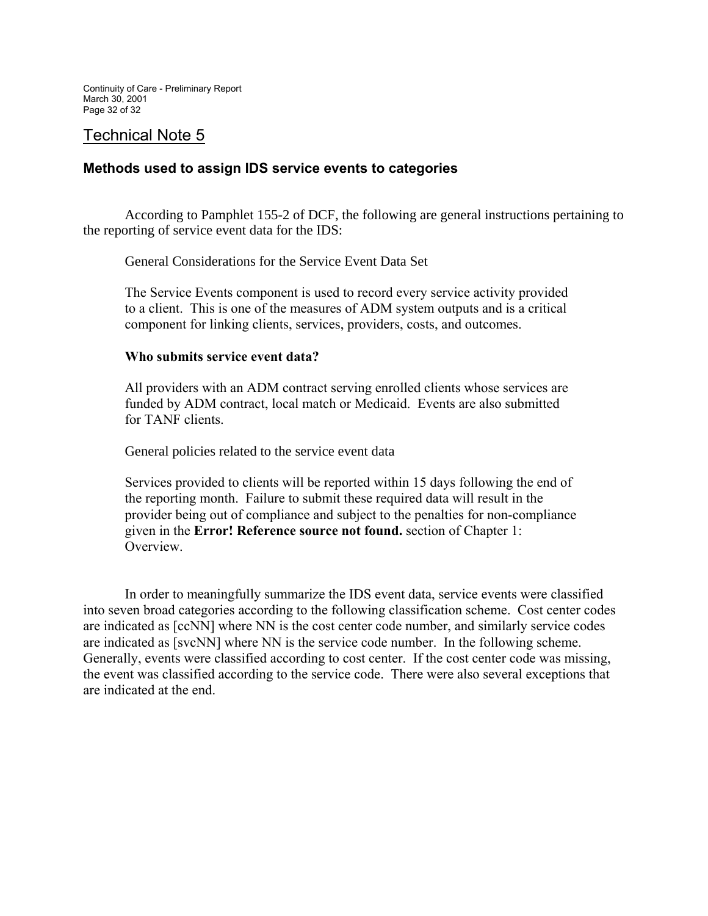## Technical Note 5

### Methods used to assign IDS service events to categories

According to Pamphlet 155-2 of DCF, the following are general instructions pertaining to the reporting of service event data for the IDS:

> General Considerations for the Service Event Data Set
>
> The Service Events component is used to record every service activity provided to a client. This is one of the measures of ADM system outputs and is a critical component for linking clients, services, providers, costs, and outcomes.
>
> **Who submits service event data?**
>
> All providers with an ADM contract serving enrolled clients whose services are funded by ADM contract, local match or Medicaid. Events are also submitted for TANF clients.
>
> General policies related to the service event data
>
> Services provided to clients will be reported within 15 days following the end of the reporting month. Failure to submit these required data will result in the provider being out of compliance and subject to the penalties for non-compliance given in the **Error! Reference source not found.** section of Chapter 1: Overview.

In order to meaningfully summarize the IDS event data, service events were classified into seven broad categories according to the following classification scheme. Cost center codes are indicated as [ccNN] where NN is the cost center code number, and similarly service codes are indicated as [svcNN] where NN is the service code number. In the following scheme. Generally, events were classified according to cost center. If the cost center code was missing, the event was classified according to the service code. There were also several exceptions that are indicated at the end.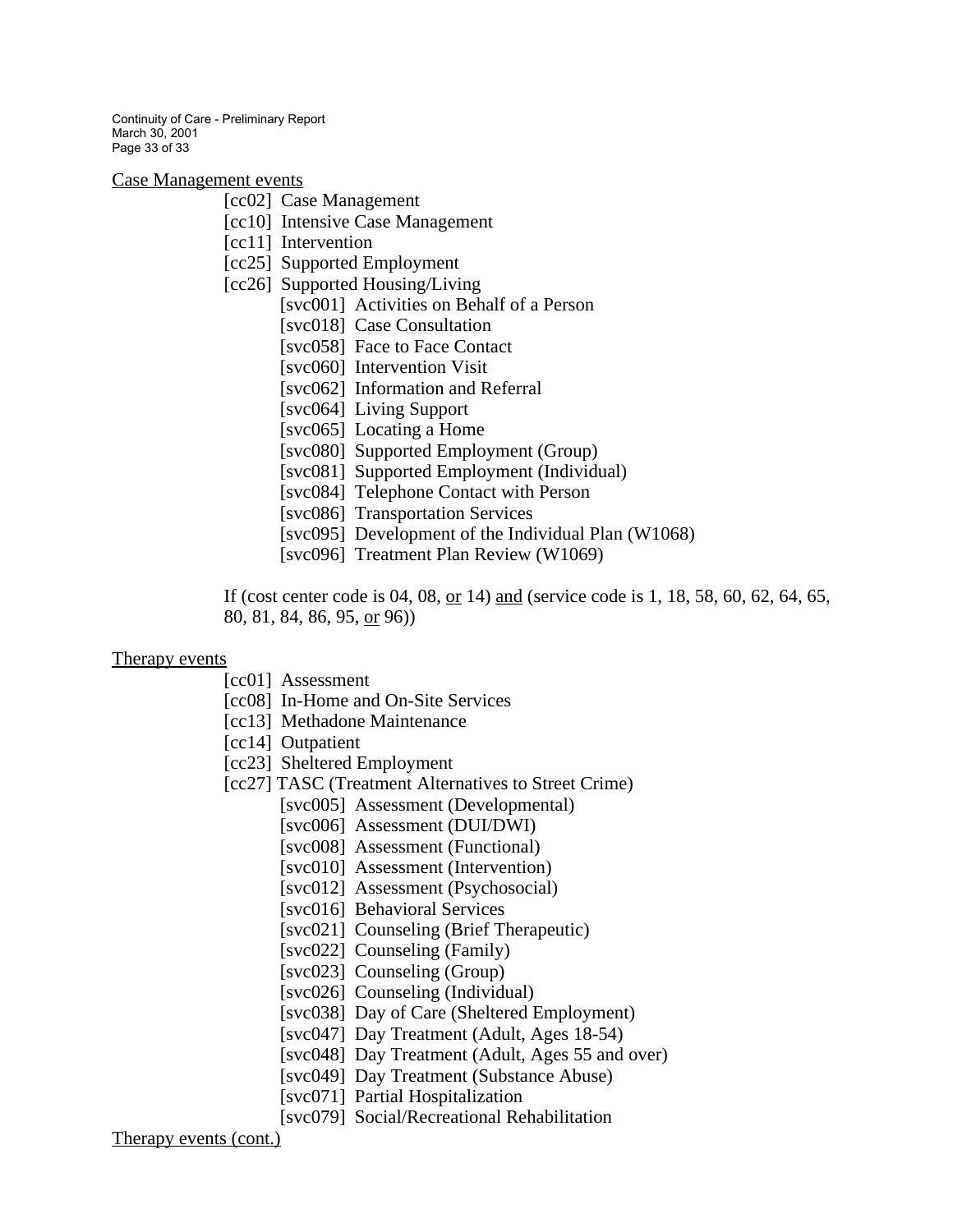Case Management events

- [cc02] Case Management
- [cc10] Intensive Case Management
- [cc11] Intervention
- [cc25] Supported Employment
- [cc26] Supported Housing/Living
  - [svc001] Activities on Behalf of a Person
  - [svc018] Case Consultation
  - [svc058] Face to Face Contact
  - [svc060] Intervention Visit
  - [svc062] Information and Referral
  - [svc064] Living Support
  - [svc065] Locating a Home
  - [svc080] Supported Employment (Group)
  - [svc081] Supported Employment (Individual)
  - [svc084] Telephone Contact with Person
  - [svc086] Transportation Services
  - [svc095] Development of the Individual Plan (W1068)
  - [svc096] Treatment Plan Review (W1069)

If (cost center code is 04, 08, <u>or</u> 14) <u>and</u> (service code is 1, 18, 58, 60, 62, 64, 65, 80, 81, 84, 86, 95, <u>or</u> 96))

Therapy events

- [cc01] Assessment
- [cc08] In-Home and On-Site Services
- [cc13] Methadone Maintenance
- [cc14] Outpatient
- [cc23] Sheltered Employment
- [cc27] TASC (Treatment Alternatives to Street Crime)
  - [svc005] Assessment (Developmental)
  - [svc006] Assessment (DUI/DWI)
  - [svc008] Assessment (Functional)
  - [svc010] Assessment (Intervention)
  - [svc012] Assessment (Psychosocial)
  - [svc016] Behavioral Services
  - [svc021] Counseling (Brief Therapeutic)
  - [svc022] Counseling (Family)
  - [svc023] Counseling (Group)
  - [svc026] Counseling (Individual)
  - [svc038] Day of Care (Sheltered Employment)
  - [svc047] Day Treatment (Adult, Ages 18-54)
  - [svc048] Day Treatment (Adult, Ages 55 and over)
  - [svc049] Day Treatment (Substance Abuse)
  - [svc071] Partial Hospitalization
  - [svc079] Social/Recreational Rehabilitation

Therapy events (cont.)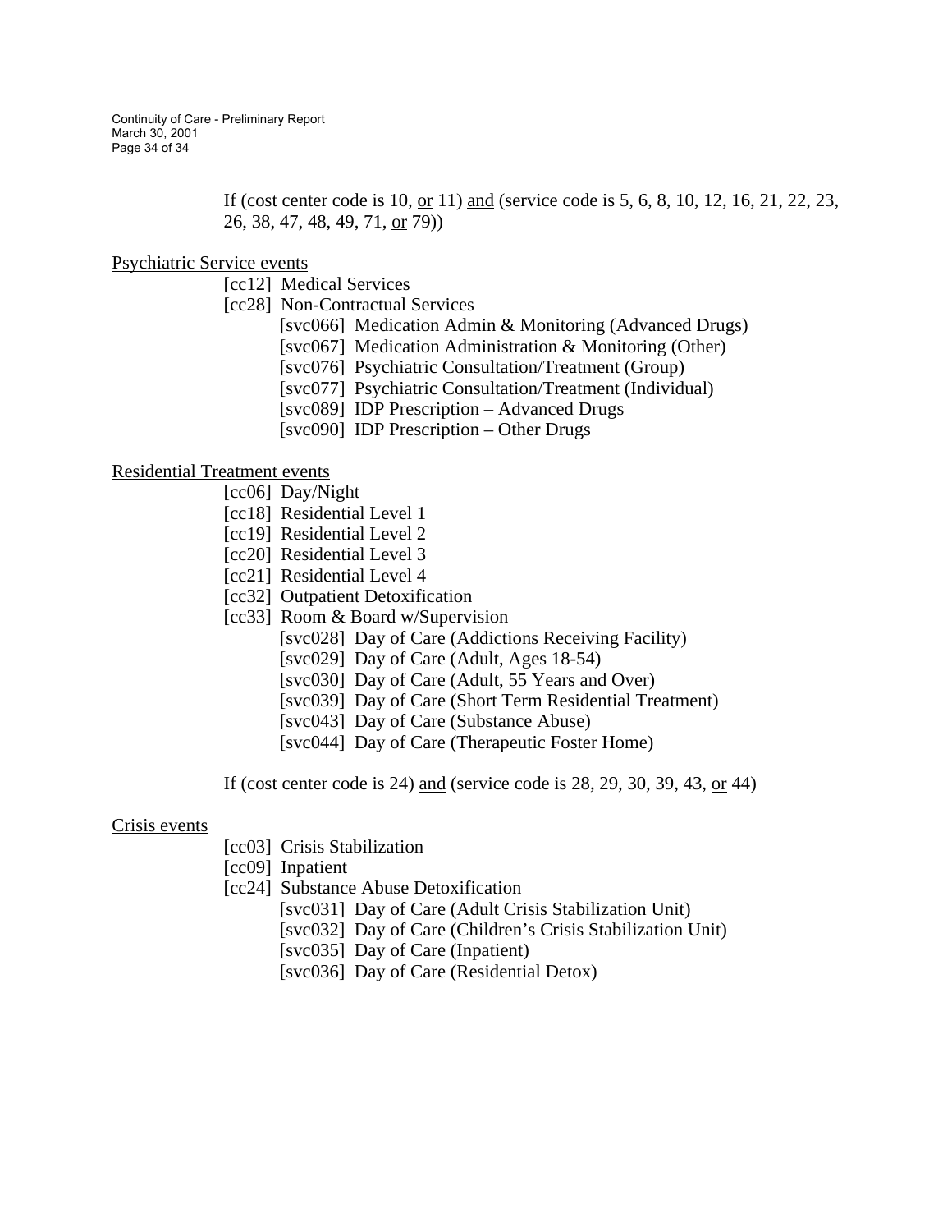If (cost center code is 10, or 11) and (service code is 5, 6, 8, 10, 12, 16, 21, 22, 23, 26, 38, 47, 48, 49, 71, or 79))

Psychiatric Service events

- [cc12] Medical Services
- [cc28] Non-Contractual Services
  - [svc066] Medication Admin & Monitoring (Advanced Drugs)
  - [svc067] Medication Administration & Monitoring (Other)
  - [svc076] Psychiatric Consultation/Treatment (Group)
  - [svc077] Psychiatric Consultation/Treatment (Individual)
  - [svc089] IDP Prescription – Advanced Drugs
  - [svc090] IDP Prescription – Other Drugs

Residential Treatment events

- [cc06] Day/Night
- [cc18] Residential Level 1
- [cc19] Residential Level 2
- [cc20] Residential Level 3
- [cc21] Residential Level 4
- [cc32] Outpatient Detoxification
- [cc33] Room & Board w/Supervision
  - [svc028] Day of Care (Addictions Receiving Facility)
  - [svc029] Day of Care (Adult, Ages 18-54)
  - [svc030] Day of Care (Adult, 55 Years and Over)
  - [svc039] Day of Care (Short Term Residential Treatment)
  - [svc043] Day of Care (Substance Abuse)
  - [svc044] Day of Care (Therapeutic Foster Home)

If (cost center code is 24) and (service code is 28, 29, 30, 39, 43, or 44)

Crisis events

- [cc03] Crisis Stabilization
- [cc09] Inpatient
- [cc24] Substance Abuse Detoxification
  - [svc031] Day of Care (Adult Crisis Stabilization Unit)
  - [svc032] Day of Care (Children's Crisis Stabilization Unit)
  - [svc035] Day of Care (Inpatient)
  - [svc036] Day of Care (Residential Detox)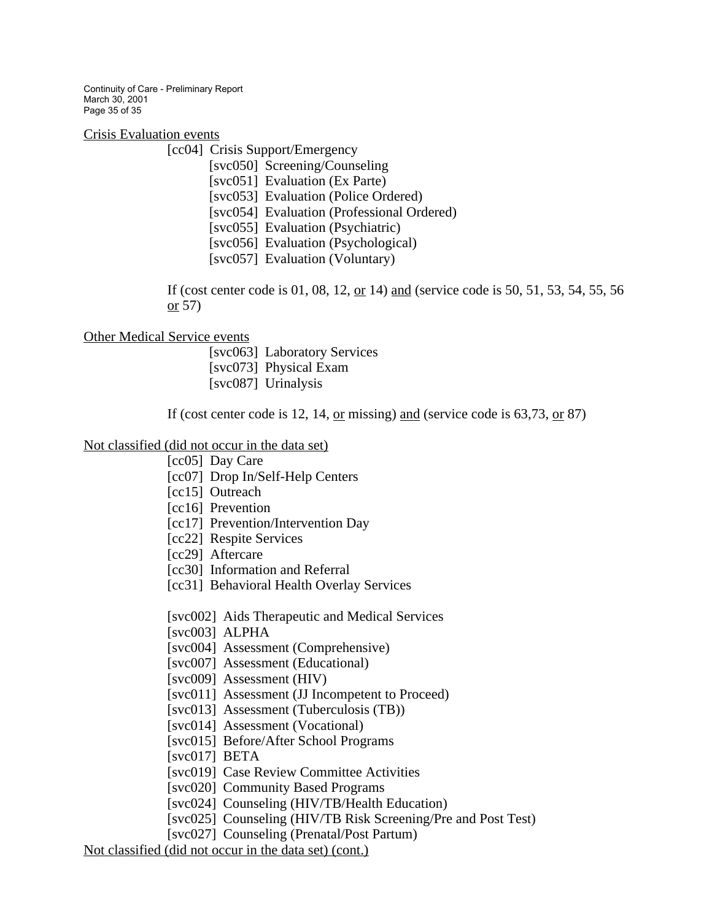Crisis Evaluation events

[cc04] Crisis Support/Emergency

- [svc050] Screening/Counseling
- [svc051] Evaluation (Ex Parte)
- [svc053] Evaluation (Police Ordered)
- [svc054] Evaluation (Professional Ordered)
- [svc055] Evaluation (Psychiatric)
- [svc056] Evaluation (Psychological)
- [svc057] Evaluation (Voluntary)

If (cost center code is 01, 08, 12, or 14) and (service code is 50, 51, 53, 54, 55, 56 or 57)

Other Medical Service events

- [svc063] Laboratory Services
- [svc073] Physical Exam
- [svc087] Urinalysis

If (cost center code is 12, 14, or missing) and (service code is 63,73, or 87)

Not classified (did not occur in the data set)

- [cc05] Day Care
- [cc07] Drop In/Self-Help Centers
- [cc15] Outreach
- [cc16] Prevention
- [cc17] Prevention/Intervention Day
- [cc22] Respite Services
- [cc29] Aftercare
- [cc30] Information and Referral
- [cc31] Behavioral Health Overlay Services

- [svc002] Aids Therapeutic and Medical Services
- [svc003] ALPHA
- [svc004] Assessment (Comprehensive)
- [svc007] Assessment (Educational)
- [svc009] Assessment (HIV)
- [svc011] Assessment (JJ Incompetent to Proceed)
- [svc013] Assessment (Tuberculosis (TB))
- [svc014] Assessment (Vocational)
- [svc015] Before/After School Programs
- [svc017] BETA
- [svc019] Case Review Committee Activities
- [svc020] Community Based Programs
- [svc024] Counseling (HIV/TB/Health Education)
- [svc025] Counseling (HIV/TB Risk Screening/Pre and Post Test)
- [svc027] Counseling (Prenatal/Post Partum)

Not classified (did not occur in the data set) (cont.)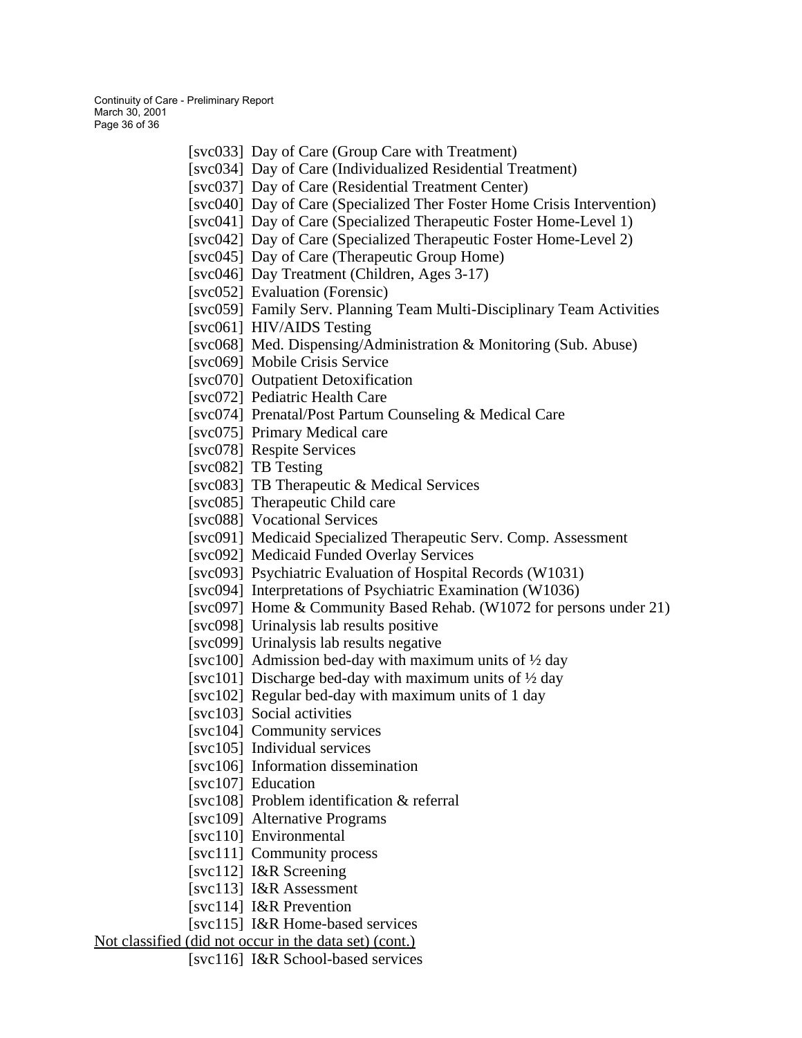[svc033] Day of Care (Group Care with Treatment)
[svc034] Day of Care (Individualized Residential Treatment)
[svc037] Day of Care (Residential Treatment Center)
[svc040] Day of Care (Specialized Ther Foster Home Crisis Intervention)
[svc041] Day of Care (Specialized Therapeutic Foster Home-Level 1)
[svc042] Day of Care (Specialized Therapeutic Foster Home-Level 2)
[svc045] Day of Care (Therapeutic Group Home)
[svc046] Day Treatment (Children, Ages 3-17)
[svc052] Evaluation (Forensic)
[svc059] Family Serv. Planning Team Multi-Disciplinary Team Activities
[svc061] HIV/AIDS Testing
[svc068] Med. Dispensing/Administration & Monitoring (Sub. Abuse)
[svc069] Mobile Crisis Service
[svc070] Outpatient Detoxification
[svc072] Pediatric Health Care
[svc074] Prenatal/Post Partum Counseling & Medical Care
[svc075] Primary Medical care
[svc078] Respite Services
[svc082] TB Testing
[svc083] TB Therapeutic & Medical Services
[svc085] Therapeutic Child care
[svc088] Vocational Services
[svc091] Medicaid Specialized Therapeutic Serv. Comp. Assessment
[svc092] Medicaid Funded Overlay Services
[svc093] Psychiatric Evaluation of Hospital Records (W1031)
[svc094] Interpretations of Psychiatric Examination (W1036)
[svc097] Home & Community Based Rehab. (W1072 for persons under 21)
[svc098] Urinalysis lab results positive
[svc099] Urinalysis lab results negative
[svc100] Admission bed-day with maximum units of ½ day
[svc101] Discharge bed-day with maximum units of ½ day
[svc102] Regular bed-day with maximum units of 1 day
[svc103] Social activities
[svc104] Community services
[svc105] Individual services
[svc106] Information dissemination
[svc107] Education
[svc108] Problem identification & referral
[svc109] Alternative Programs
[svc110] Environmental
[svc111] Community process
[svc112] I&R Screening
[svc113] I&R Assessment
[svc114] I&R Prevention
[svc115] I&R Home-based services

<u>Not classified (did not occur in the data set) (cont.)</u>

[svc116] I&R School-based services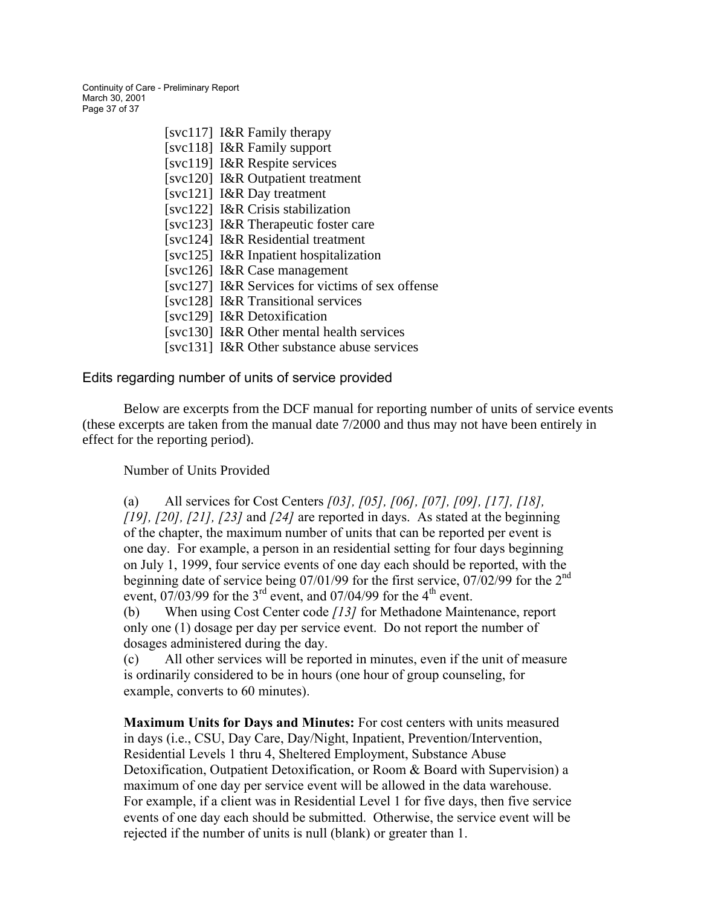[svc117] I&R Family therapy
[svc118] I&R Family support
[svc119] I&R Respite services
[svc120] I&R Outpatient treatment
[svc121] I&R Day treatment
[svc122] I&R Crisis stabilization
[svc123] I&R Therapeutic foster care
[svc124] I&R Residential treatment
[svc125] I&R Inpatient hospitalization
[svc126] I&R Case management
[svc127] I&R Services for victims of sex offense
[svc128] I&R Transitional services
[svc129] I&R Detoxification
[svc130] I&R Other mental health services
[svc131] I&R Other substance abuse services

## Edits regarding number of units of service provided

Below are excerpts from the DCF manual for reporting number of units of service events (these excerpts are taken from the manual date 7/2000 and thus may not have been entirely in effect for the reporting period).

Number of Units Provided

(a) All services for Cost Centers *[03], [05], [06], [07], [09], [17], [18], [19], [20], [21], [23]* and *[24]* are reported in days. As stated at the beginning of the chapter, the maximum number of units that can be reported per event is one day. For example, a person in an residential setting for four days beginning on July 1, 1999, four service events of one day each should be reported, with the beginning date of service being 07/01/99 for the first service, 07/02/99 for the 2nd event, 07/03/99 for the 3rd event, and 07/04/99 for the 4th event.
(b) When using Cost Center code *[13]* for Methadone Maintenance, report only one (1) dosage per day per service event. Do not report the number of dosages administered during the day.
(c) All other services will be reported in minutes, even if the unit of measure is ordinarily considered to be in hours (one hour of group counseling, for example, converts to 60 minutes).

**Maximum Units for Days and Minutes:** For cost centers with units measured in days (i.e., CSU, Day Care, Day/Night, Inpatient, Prevention/Intervention, Residential Levels 1 thru 4, Sheltered Employment, Substance Abuse Detoxification, Outpatient Detoxification, or Room & Board with Supervision) a maximum of one day per service event will be allowed in the data warehouse. For example, if a client was in Residential Level 1 for five days, then five service events of one day each should be submitted. Otherwise, the service event will be rejected if the number of units is null (blank) or greater than 1.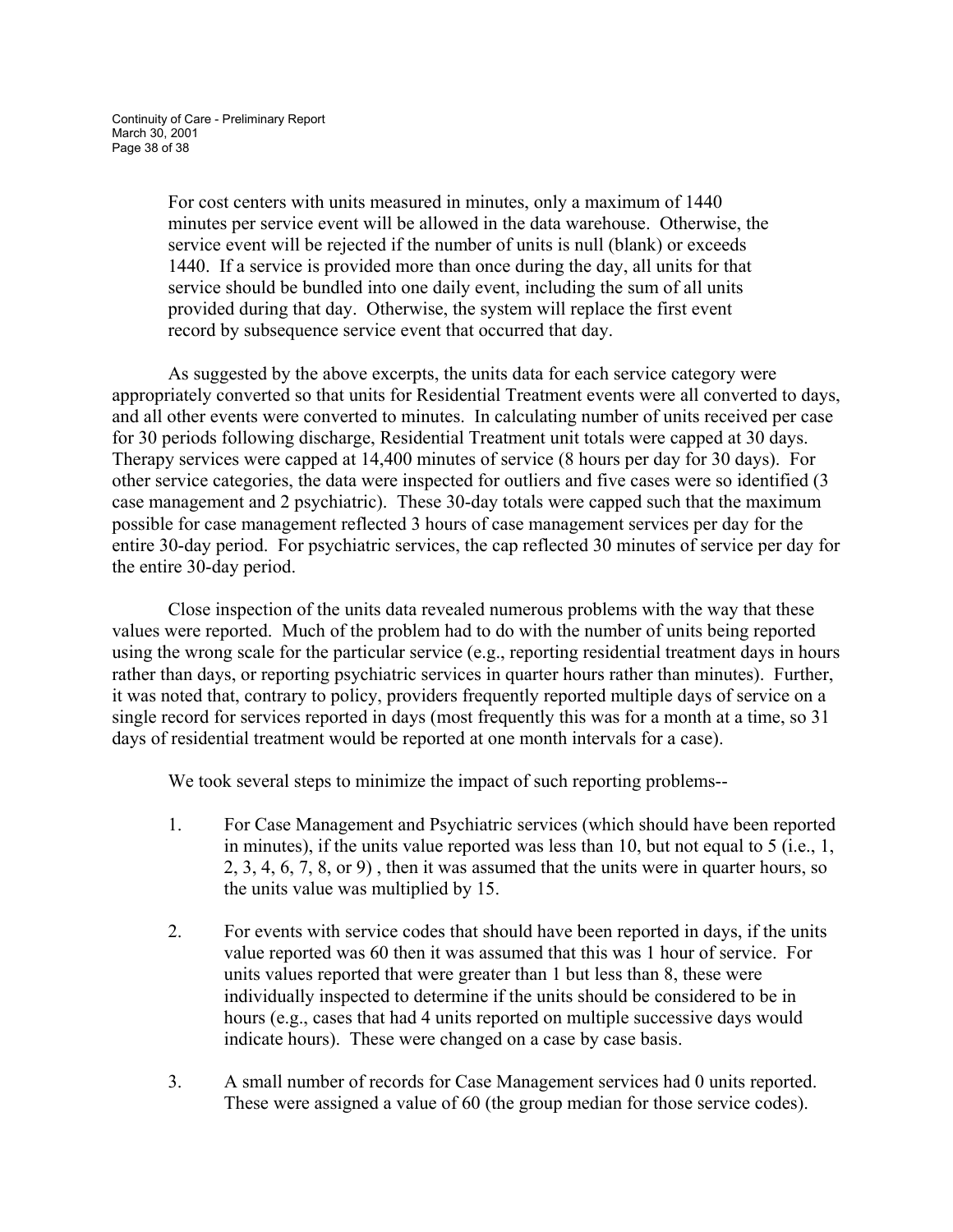> For cost centers with units measured in minutes, only a maximum of 1440 minutes per service event will be allowed in the data warehouse. Otherwise, the service event will be rejected if the number of units is null (blank) or exceeds 1440. If a service is provided more than once during the day, all units for that service should be bundled into one daily event, including the sum of all units provided during that day. Otherwise, the system will replace the first event record by subsequence service event that occurred that day.

As suggested by the above excerpts, the units data for each service category were appropriately converted so that units for Residential Treatment events were all converted to days, and all other events were converted to minutes. In calculating number of units received per case for 30 periods following discharge, Residential Treatment unit totals were capped at 30 days. Therapy services were capped at 14,400 minutes of service (8 hours per day for 30 days). For other service categories, the data were inspected for outliers and five cases were so identified (3 case management and 2 psychiatric). These 30-day totals were capped such that the maximum possible for case management reflected 3 hours of case management services per day for the entire 30-day period. For psychiatric services, the cap reflected 30 minutes of service per day for the entire 30-day period.

Close inspection of the units data revealed numerous problems with the way that these values were reported. Much of the problem had to do with the number of units being reported using the wrong scale for the particular service (e.g., reporting residential treatment days in hours rather than days, or reporting psychiatric services in quarter hours rather than minutes). Further, it was noted that, contrary to policy, providers frequently reported multiple days of service on a single record for services reported in days (most frequently this was for a month at a time, so 31 days of residential treatment would be reported at one month intervals for a case).

We took several steps to minimize the impact of such reporting problems--

1. For Case Management and Psychiatric services (which should have been reported in minutes), if the units value reported was less than 10, but not equal to 5 (i.e., 1, 2, 3, 4, 6, 7, 8, or 9) , then it was assumed that the units were in quarter hours, so the units value was multiplied by 15.

2. For events with service codes that should have been reported in days, if the units value reported was 60 then it was assumed that this was 1 hour of service. For units values reported that were greater than 1 but less than 8, these were individually inspected to determine if the units should be considered to be in hours (e.g., cases that had 4 units reported on multiple successive days would indicate hours). These were changed on a case by case basis.

3. A small number of records for Case Management services had 0 units reported. These were assigned a value of 60 (the group median for those service codes).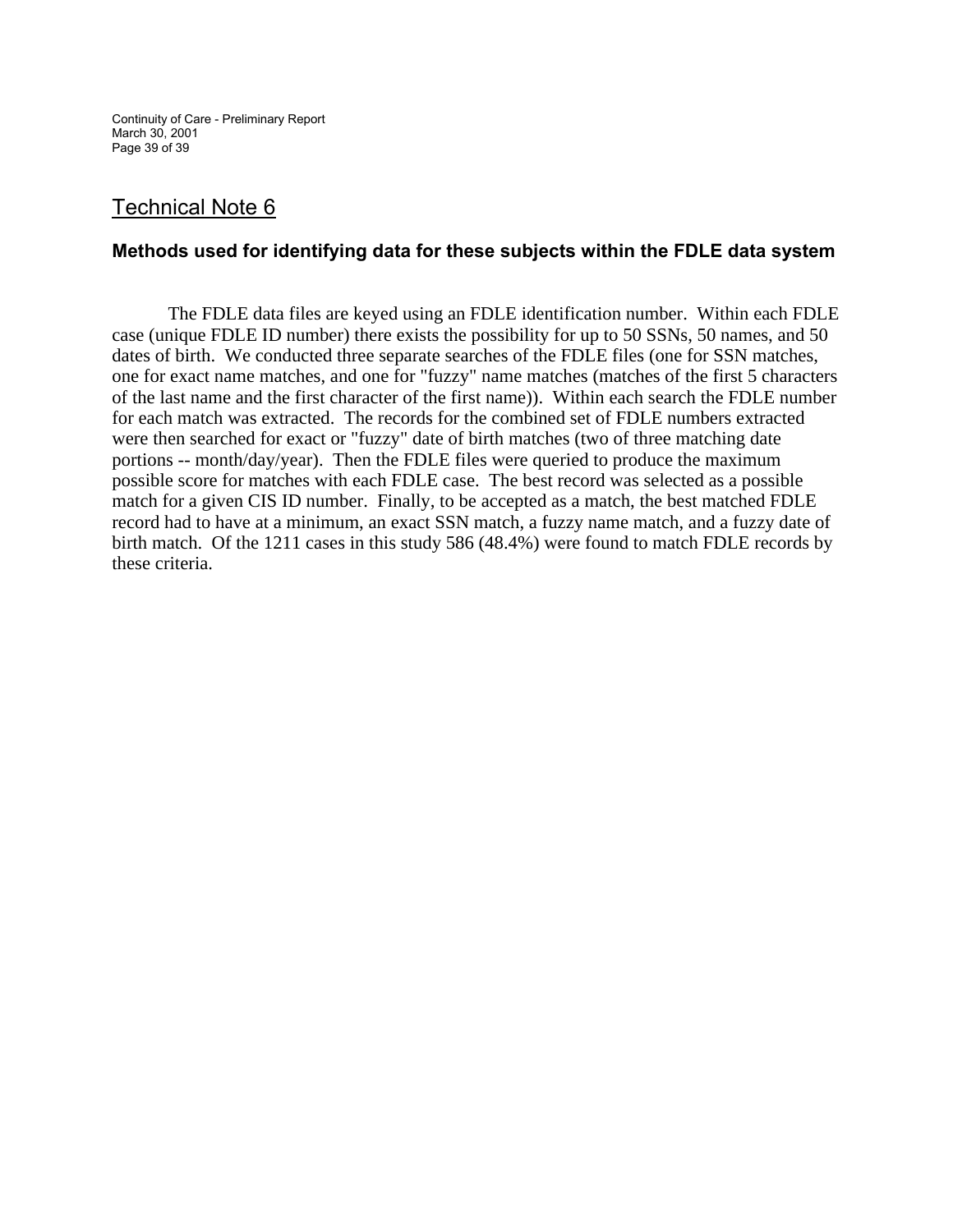## Technical Note 6

### Methods used for identifying data for these subjects within the FDLE data system

The FDLE data files are keyed using an FDLE identification number. Within each FDLE case (unique FDLE ID number) there exists the possibility for up to 50 SSNs, 50 names, and 50 dates of birth. We conducted three separate searches of the FDLE files (one for SSN matches, one for exact name matches, and one for "fuzzy" name matches (matches of the first 5 characters of the last name and the first character of the first name)). Within each search the FDLE number for each match was extracted. The records for the combined set of FDLE numbers extracted were then searched for exact or "fuzzy" date of birth matches (two of three matching date portions -- month/day/year). Then the FDLE files were queried to produce the maximum possible score for matches with each FDLE case. The best record was selected as a possible match for a given CIS ID number. Finally, to be accepted as a match, the best matched FDLE record had to have at a minimum, an exact SSN match, a fuzzy name match, and a fuzzy date of birth match. Of the 1211 cases in this study 586 (48.4%) were found to match FDLE records by these criteria.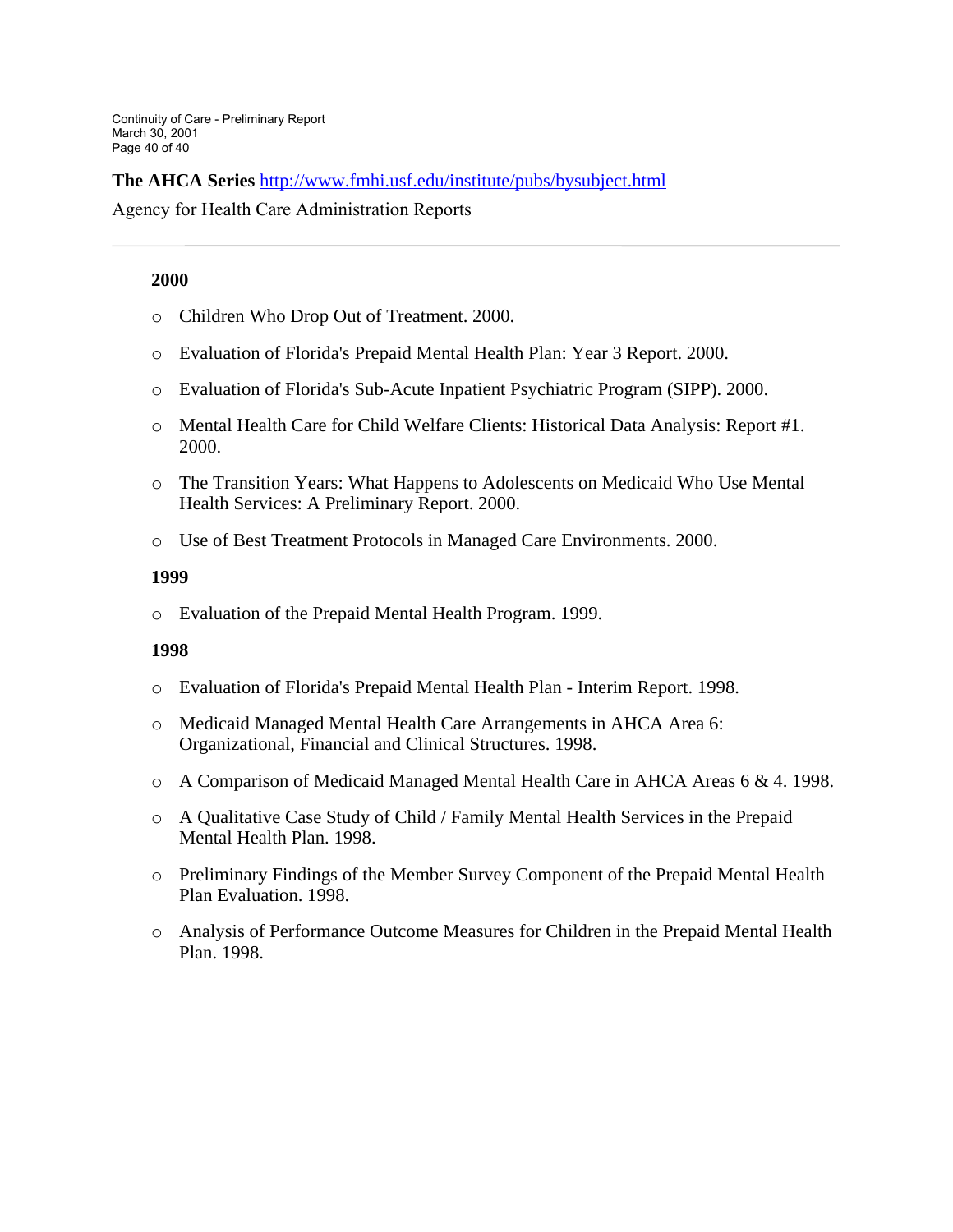**The AHCA Series** http://www.fmhi.usf.edu/institute/pubs/bysubject.html

Agency for Health Care Administration Reports

---

**2000**

- Children Who Drop Out of Treatment. 2000.
- Evaluation of Florida's Prepaid Mental Health Plan: Year 3 Report. 2000.
- Evaluation of Florida's Sub-Acute Inpatient Psychiatric Program (SIPP). 2000.
- Mental Health Care for Child Welfare Clients: Historical Data Analysis: Report #1. 2000.
- The Transition Years: What Happens to Adolescents on Medicaid Who Use Mental Health Services: A Preliminary Report. 2000.
- Use of Best Treatment Protocols in Managed Care Environments. 2000.

**1999**

- Evaluation of the Prepaid Mental Health Program. 1999.

**1998**

- Evaluation of Florida's Prepaid Mental Health Plan - Interim Report. 1998.
- Medicaid Managed Mental Health Care Arrangements in AHCA Area 6: Organizational, Financial and Clinical Structures. 1998.
- A Comparison of Medicaid Managed Mental Health Care in AHCA Areas 6 & 4. 1998.
- A Qualitative Case Study of Child / Family Mental Health Services in the Prepaid Mental Health Plan. 1998.
- Preliminary Findings of the Member Survey Component of the Prepaid Mental Health Plan Evaluation. 1998.
- Analysis of Performance Outcome Measures for Children in the Prepaid Mental Health Plan. 1998.